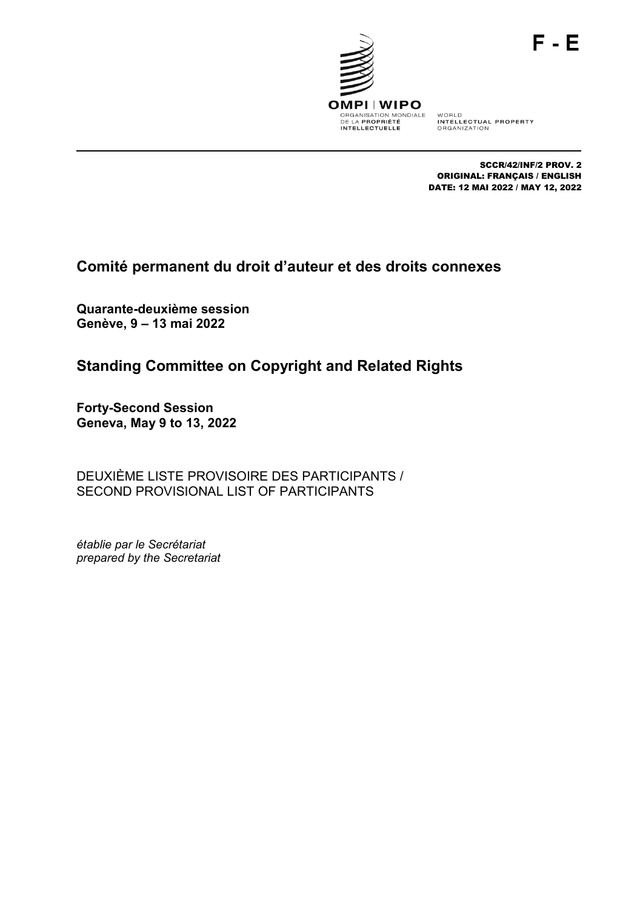F - E

OMPI | WIPO

ORGANISATION MONDIALE DE LA PROPRIÉTÉ INTELLECTUELLE

WORLD INTELLECTUAL PROPERTY ORGANIZATION

SCCR/42/INF/2 PROV. 2
ORIGINAL: FRANÇAIS / ENGLISH
DATE: 12 MAI 2022 / MAY 12, 2022

# Comité permanent du droit d'auteur et des droits connexes

**Quarante-deuxième session**
**Genève, 9 – 13 mai 2022**

# Standing Committee on Copyright and Related Rights

**Forty-Second Session**
**Geneva, May 9 to 13, 2022**

DEUXIÈME LISTE PROVISOIRE DES PARTICIPANTS /
SECOND PROVISIONAL LIST OF PARTICIPANTS

*établie par le Secrétariat*
*prepared by the Secretariat*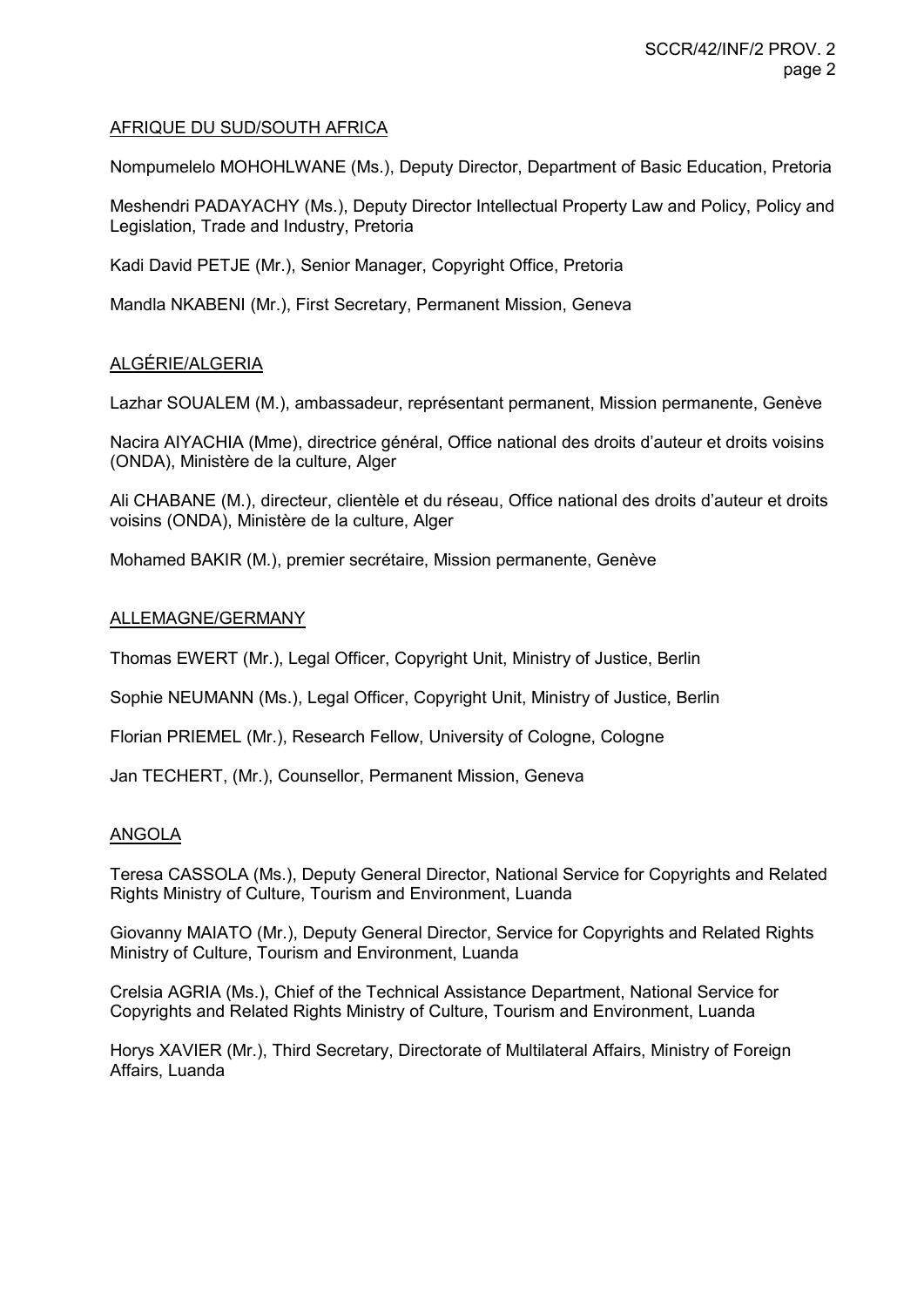AFRIQUE DU SUD/SOUTH AFRICA

Nompumelelo MOHOHLWANE (Ms.), Deputy Director, Department of Basic Education, Pretoria

Meshendri PADAYACHY (Ms.), Deputy Director Intellectual Property Law and Policy, Policy and Legislation, Trade and Industry, Pretoria

Kadi David PETJE (Mr.), Senior Manager, Copyright Office, Pretoria

Mandla NKABENI (Mr.), First Secretary, Permanent Mission, Geneva

ALGÉRIE/ALGERIA

Lazhar SOUALEM (M.), ambassadeur, représentant permanent, Mission permanente, Genève

Nacira AIYACHIA (Mme), directrice général, Office national des droits d'auteur et droits voisins (ONDA), Ministère de la culture, Alger

Ali CHABANE (M.), directeur, clientèle et du réseau, Office national des droits d'auteur et droits voisins (ONDA), Ministère de la culture, Alger

Mohamed BAKIR (M.), premier secrétaire, Mission permanente, Genève

ALLEMAGNE/GERMANY

Thomas EWERT (Mr.), Legal Officer, Copyright Unit, Ministry of Justice, Berlin

Sophie NEUMANN (Ms.), Legal Officer, Copyright Unit, Ministry of Justice, Berlin

Florian PRIEMEL (Mr.), Research Fellow, University of Cologne, Cologne

Jan TECHERT, (Mr.), Counsellor, Permanent Mission, Geneva

ANGOLA

Teresa CASSOLA (Ms.), Deputy General Director, National Service for Copyrights and Related Rights Ministry of Culture, Tourism and Environment, Luanda

Giovanny MAIATO (Mr.), Deputy General Director, Service for Copyrights and Related Rights Ministry of Culture, Tourism and Environment, Luanda

Crelsia AGRIA (Ms.), Chief of the Technical Assistance Department, National Service for Copyrights and Related Rights Ministry of Culture, Tourism and Environment, Luanda

Horys XAVIER (Mr.), Third Secretary, Directorate of Multilateral Affairs, Ministry of Foreign Affairs, Luanda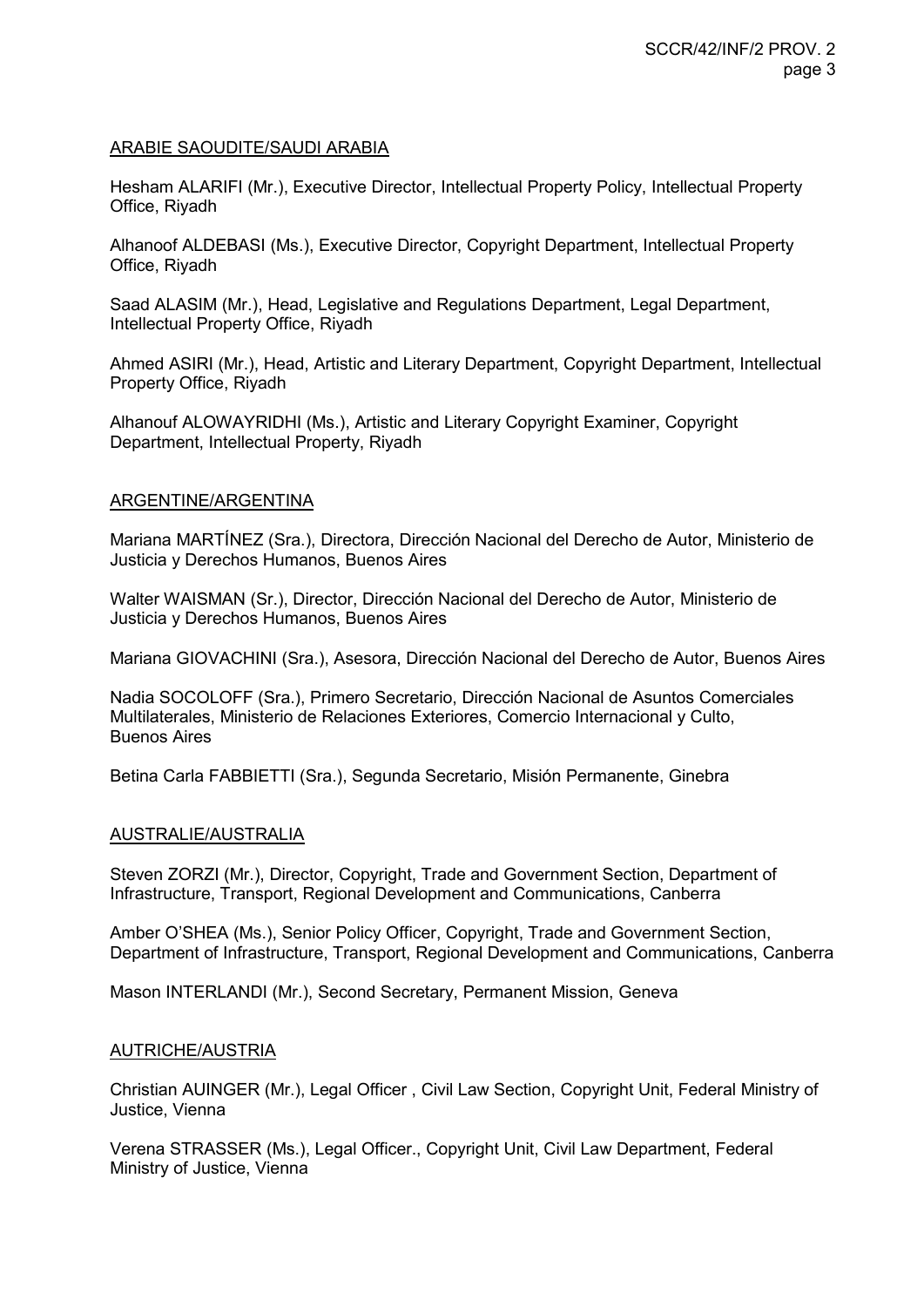ARABIE SAOUDITE/SAUDI ARABIA

Hesham ALARIFI (Mr.), Executive Director, Intellectual Property Policy, Intellectual Property Office, Riyadh

Alhanoof ALDEBASI (Ms.), Executive Director, Copyright Department, Intellectual Property Office, Riyadh

Saad ALASIM (Mr.), Head, Legislative and Regulations Department, Legal Department, Intellectual Property Office, Riyadh

Ahmed ASIRI (Mr.), Head, Artistic and Literary Department, Copyright Department, Intellectual Property Office, Riyadh

Alhanouf ALOWAYRIDHI (Ms.), Artistic and Literary Copyright Examiner, Copyright Department, Intellectual Property, Riyadh

ARGENTINE/ARGENTINA

Mariana MARTÍNEZ (Sra.), Directora, Dirección Nacional del Derecho de Autor, Ministerio de Justicia y Derechos Humanos, Buenos Aires

Walter WAISMAN (Sr.), Director, Dirección Nacional del Derecho de Autor, Ministerio de Justicia y Derechos Humanos, Buenos Aires

Mariana GIOVACHINI (Sra.), Asesora, Dirección Nacional del Derecho de Autor, Buenos Aires

Nadia SOCOLOFF (Sra.), Primero Secretario, Dirección Nacional de Asuntos Comerciales Multilaterales, Ministerio de Relaciones Exteriores, Comercio Internacional y Culto, Buenos Aires

Betina Carla FABBIETTI (Sra.), Segunda Secretario, Misión Permanente, Ginebra

AUSTRALIE/AUSTRALIA

Steven ZORZI (Mr.), Director, Copyright, Trade and Government Section, Department of Infrastructure, Transport, Regional Development and Communications, Canberra

Amber O'SHEA (Ms.), Senior Policy Officer, Copyright, Trade and Government Section, Department of Infrastructure, Transport, Regional Development and Communications, Canberra

Mason INTERLANDI (Mr.), Second Secretary, Permanent Mission, Geneva

AUTRICHE/AUSTRIA

Christian AUINGER (Mr.), Legal Officer , Civil Law Section, Copyright Unit, Federal Ministry of Justice, Vienna

Verena STRASSER (Ms.), Legal Officer., Copyright Unit, Civil Law Department, Federal Ministry of Justice, Vienna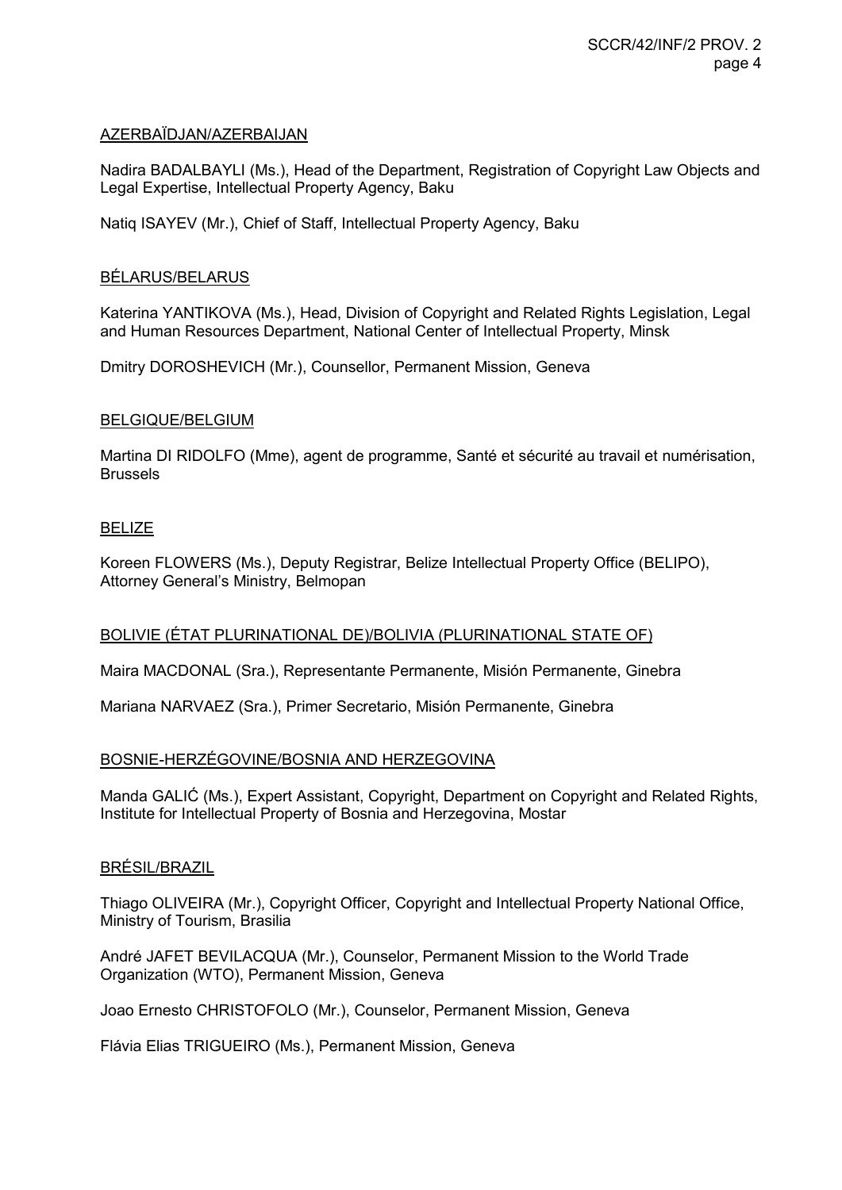AZERBAÏDJAN/AZERBAIJAN

Nadira BADALBAYLI (Ms.), Head of the Department, Registration of Copyright Law Objects and Legal Expertise, Intellectual Property Agency, Baku

Natiq ISAYEV (Mr.), Chief of Staff, Intellectual Property Agency, Baku

BÉLARUS/BELARUS

Katerina YANTIKOVA (Ms.), Head, Division of Copyright and Related Rights Legislation, Legal and Human Resources Department, National Center of Intellectual Property, Minsk

Dmitry DOROSHEVICH (Mr.), Counsellor, Permanent Mission, Geneva

BELGIQUE/BELGIUM

Martina DI RIDOLFO (Mme), agent de programme, Santé et sécurité au travail et numérisation, Brussels

BELIZE

Koreen FLOWERS (Ms.), Deputy Registrar, Belize Intellectual Property Office (BELIPO), Attorney General's Ministry, Belmopan

BOLIVIE (ÉTAT PLURINATIONAL DE)/BOLIVIA (PLURINATIONAL STATE OF)

Maira MACDONAL (Sra.), Representante Permanente, Misión Permanente, Ginebra

Mariana NARVAEZ (Sra.), Primer Secretario, Misión Permanente, Ginebra

BOSNIE-HERZÉGOVINE/BOSNIA AND HERZEGOVINA

Manda GALIĆ (Ms.), Expert Assistant, Copyright, Department on Copyright and Related Rights, Institute for Intellectual Property of Bosnia and Herzegovina, Mostar

BRÉSIL/BRAZIL

Thiago OLIVEIRA (Mr.), Copyright Officer, Copyright and Intellectual Property National Office, Ministry of Tourism, Brasilia

André JAFET BEVILACQUA (Mr.), Counselor, Permanent Mission to the World Trade Organization (WTO), Permanent Mission, Geneva

Joao Ernesto CHRISTOFOLO (Mr.), Counselor, Permanent Mission, Geneva

Flávia Elias TRIGUEIRO (Ms.), Permanent Mission, Geneva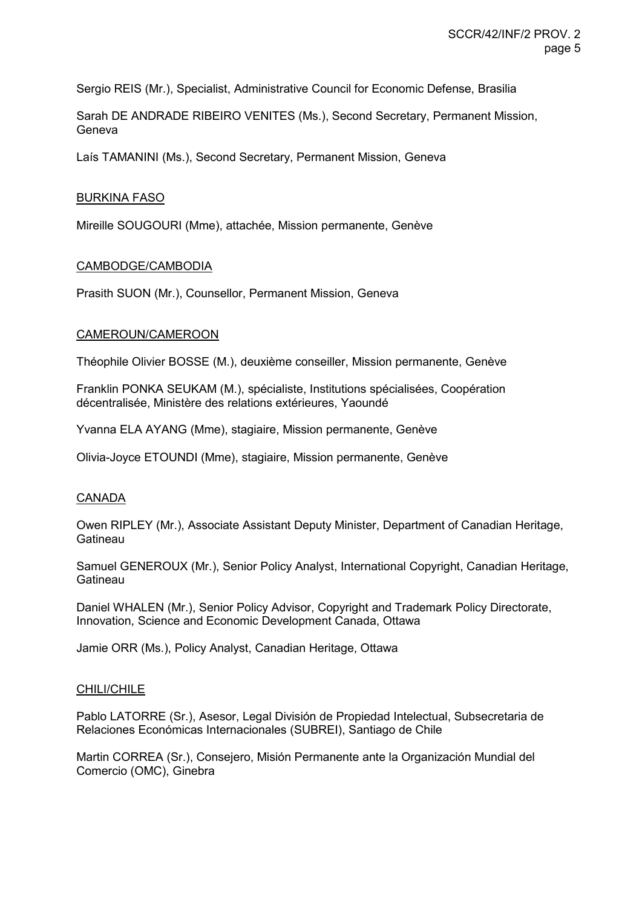Sergio REIS (Mr.), Specialist, Administrative Council for Economic Defense, Brasilia

Sarah DE ANDRADE RIBEIRO VENITES (Ms.), Second Secretary, Permanent Mission, Geneva

Laís TAMANINI (Ms.), Second Secretary, Permanent Mission, Geneva

BURKINA FASO

Mireille SOUGOURI (Mme), attachée, Mission permanente, Genève

CAMBODGE/CAMBODIA

Prasith SUON (Mr.), Counsellor, Permanent Mission, Geneva

CAMEROUN/CAMEROON

Théophile Olivier BOSSE (M.), deuxième conseiller, Mission permanente, Genève

Franklin PONKA SEUKAM (M.), spécialiste, Institutions spécialisées, Coopération décentralisée, Ministère des relations extérieures, Yaoundé

Yvanna ELA AYANG (Mme), stagiaire, Mission permanente, Genève

Olivia-Joyce ETOUNDI (Mme), stagiaire, Mission permanente, Genève

CANADA

Owen RIPLEY (Mr.), Associate Assistant Deputy Minister, Department of Canadian Heritage, Gatineau

Samuel GENEROUX (Mr.), Senior Policy Analyst, International Copyright, Canadian Heritage, Gatineau

Daniel WHALEN (Mr.), Senior Policy Advisor, Copyright and Trademark Policy Directorate, Innovation, Science and Economic Development Canada, Ottawa

Jamie ORR (Ms.), Policy Analyst, Canadian Heritage, Ottawa

CHILI/CHILE

Pablo LATORRE (Sr.), Asesor, Legal División de Propiedad Intelectual, Subsecretaria de Relaciones Económicas Internacionales (SUBREI), Santiago de Chile

Martin CORREA (Sr.), Consejero, Misión Permanente ante la Organización Mundial del Comercio (OMC), Ginebra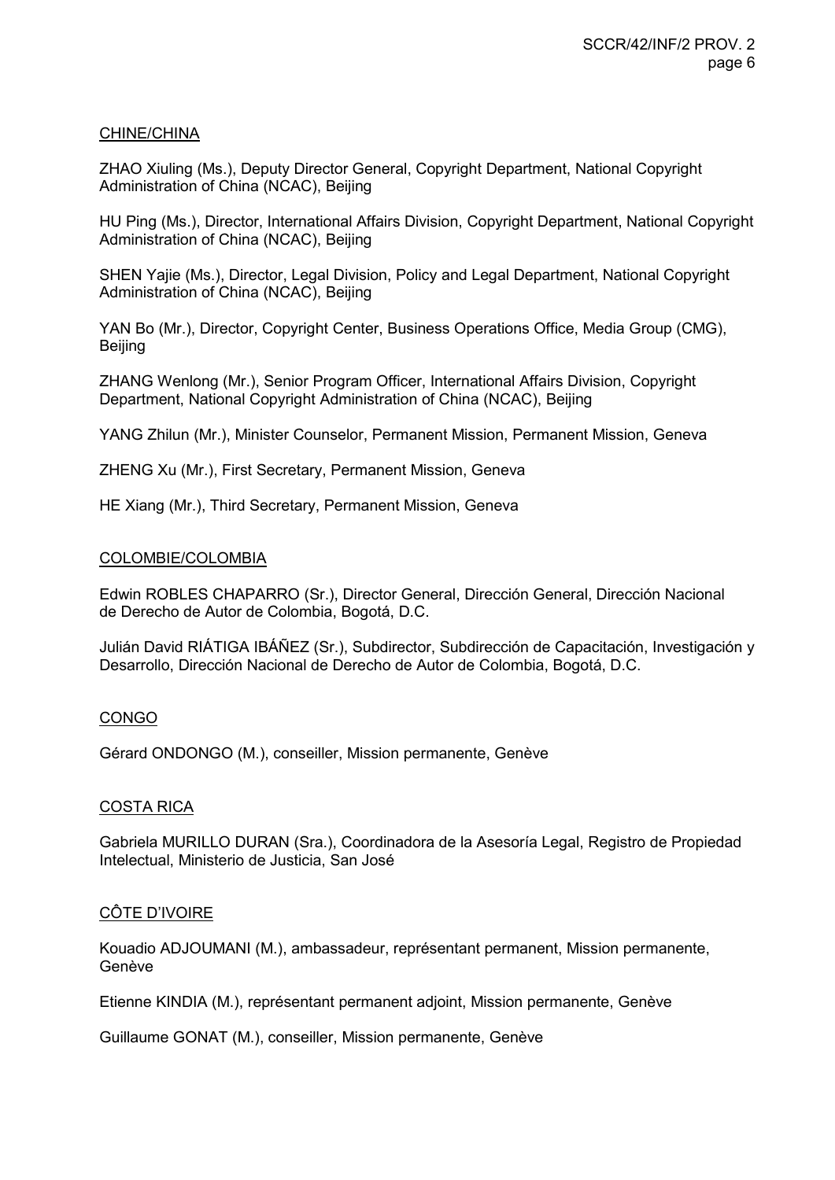<u>CHINE/CHINA</u>

ZHAO Xiuling (Ms.), Deputy Director General, Copyright Department, National Copyright Administration of China (NCAC), Beijing

HU Ping (Ms.), Director, International Affairs Division, Copyright Department, National Copyright Administration of China (NCAC), Beijing

SHEN Yajie (Ms.), Director, Legal Division, Policy and Legal Department, National Copyright Administration of China (NCAC), Beijing

YAN Bo (Mr.), Director, Copyright Center, Business Operations Office, Media Group (CMG), Beijing

ZHANG Wenlong (Mr.), Senior Program Officer, International Affairs Division, Copyright Department, National Copyright Administration of China (NCAC), Beijing

YANG Zhilun (Mr.), Minister Counselor, Permanent Mission, Permanent Mission, Geneva

ZHENG Xu (Mr.), First Secretary, Permanent Mission, Geneva

HE Xiang (Mr.), Third Secretary, Permanent Mission, Geneva

<u>COLOMBIE/COLOMBIA</u>

Edwin ROBLES CHAPARRO (Sr.), Director General, Dirección General, Dirección Nacional de Derecho de Autor de Colombia, Bogotá, D.C.

Julián David RIÁTIGA IBÁÑEZ (Sr.), Subdirector, Subdirección de Capacitación, Investigación y Desarrollo, Dirección Nacional de Derecho de Autor de Colombia, Bogotá, D.C.

<u>CONGO</u>

Gérard ONDONGO (M.), conseiller, Mission permanente, Genève

<u>COSTA RICA</u>

Gabriela MURILLO DURAN (Sra.), Coordinadora de la Asesoría Legal, Registro de Propiedad Intelectual, Ministerio de Justicia, San José

<u>CÔTE D'IVOIRE</u>

Kouadio ADJOUMANI (M.), ambassadeur, représentant permanent, Mission permanente, Genève

Etienne KINDIA (M.), représentant permanent adjoint, Mission permanente, Genève

Guillaume GONAT (M.), conseiller, Mission permanente, Genève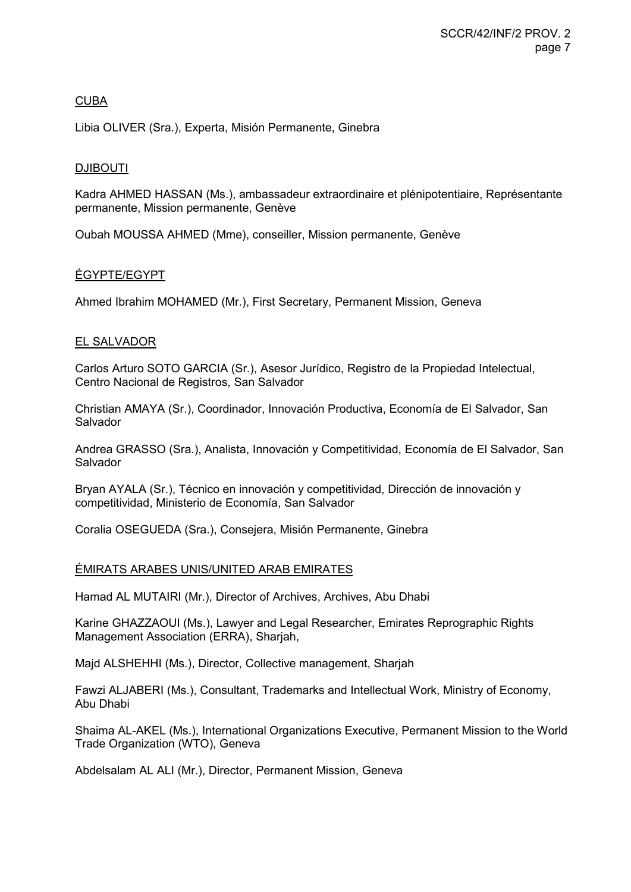CUBA

Libia OLIVER (Sra.), Experta, Misión Permanente, Ginebra

DJIBOUTI

Kadra AHMED HASSAN (Ms.), ambassadeur extraordinaire et plénipotentiaire, Représentante permanente, Mission permanente, Genève

Oubah MOUSSA AHMED (Mme), conseiller, Mission permanente, Genève

ÉGYPTE/EGYPT

Ahmed Ibrahim MOHAMED (Mr.), First Secretary, Permanent Mission, Geneva

EL SALVADOR

Carlos Arturo SOTO GARCIA (Sr.), Asesor Jurídico, Registro de la Propiedad Intelectual, Centro Nacional de Registros, San Salvador

Christian AMAYA (Sr.), Coordinador, Innovación Productiva, Economía de El Salvador, San Salvador

Andrea GRASSO (Sra.), Analista, Innovación y Competitividad, Economía de El Salvador, San Salvador

Bryan AYALA (Sr.), Técnico en innovación y competitividad, Dirección de innovación y competitividad, Ministerio de Economía, San Salvador

Coralia OSEGUEDA (Sra.), Consejera, Misión Permanente, Ginebra

ÉMIRATS ARABES UNIS/UNITED ARAB EMIRATES

Hamad AL MUTAIRI (Mr.), Director of Archives, Archives, Abu Dhabi

Karine GHAZZAOUI (Ms.), Lawyer and Legal Researcher, Emirates Reprographic Rights Management Association (ERRA), Sharjah,

Majd ALSHEHHI (Ms.), Director, Collective management, Sharjah

Fawzi ALJABERI (Ms.), Consultant, Trademarks and Intellectual Work, Ministry of Economy, Abu Dhabi

Shaima AL-AKEL (Ms.), International Organizations Executive, Permanent Mission to the World Trade Organization (WTO), Geneva

Abdelsalam AL ALI (Mr.), Director, Permanent Mission, Geneva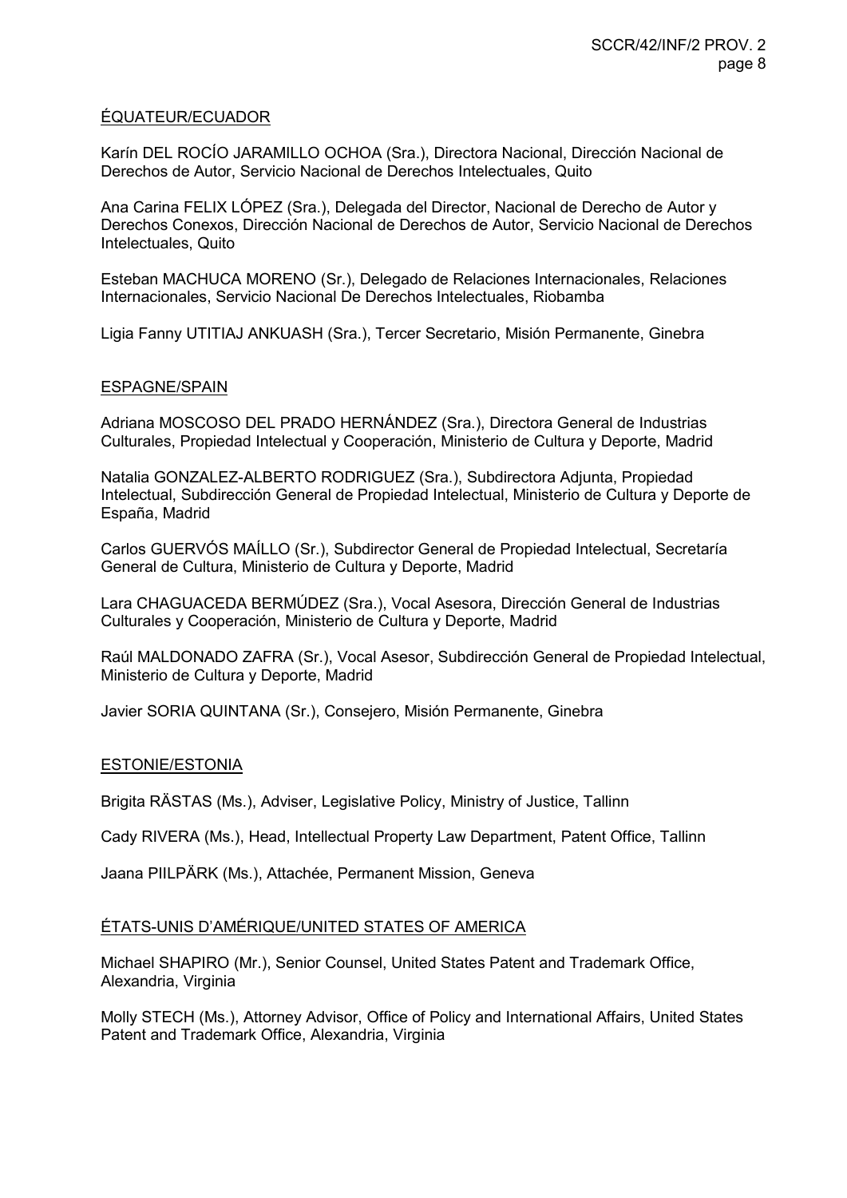ÉQUATEUR/ECUADOR

Karín DEL ROCÍO JARAMILLO OCHOA (Sra.), Directora Nacional, Dirección Nacional de Derechos de Autor, Servicio Nacional de Derechos Intelectuales, Quito

Ana Carina FELIX LÓPEZ (Sra.), Delegada del Director, Nacional de Derecho de Autor y Derechos Conexos, Dirección Nacional de Derechos de Autor, Servicio Nacional de Derechos Intelectuales, Quito

Esteban MACHUCA MORENO (Sr.), Delegado de Relaciones Internacionales, Relaciones Internacionales, Servicio Nacional De Derechos Intelectuales, Riobamba

Ligia Fanny UTITIAJ ANKUASH (Sra.), Tercer Secretario, Misión Permanente, Ginebra

ESPAGNE/SPAIN

Adriana MOSCOSO DEL PRADO HERNÁNDEZ (Sra.), Directora General de Industrias Culturales, Propiedad Intelectual y Cooperación, Ministerio de Cultura y Deporte, Madrid

Natalia GONZALEZ-ALBERTO RODRIGUEZ (Sra.), Subdirectora Adjunta, Propiedad Intelectual, Subdirección General de Propiedad Intelectual, Ministerio de Cultura y Deporte de España, Madrid

Carlos GUERVÓS MAÍLLO (Sr.), Subdirector General de Propiedad Intelectual, Secretaría General de Cultura, Ministerio de Cultura y Deporte, Madrid

Lara CHAGUACEDA BERMÚDEZ (Sra.), Vocal Asesora, Dirección General de Industrias Culturales y Cooperación, Ministerio de Cultura y Deporte, Madrid

Raúl MALDONADO ZAFRA (Sr.), Vocal Asesor, Subdirección General de Propiedad Intelectual, Ministerio de Cultura y Deporte, Madrid

Javier SORIA QUINTANA (Sr.), Consejero, Misión Permanente, Ginebra

ESTONIE/ESTONIA

Brigita RÄSTAS (Ms.), Adviser, Legislative Policy, Ministry of Justice, Tallinn

Cady RIVERA (Ms.), Head, Intellectual Property Law Department, Patent Office, Tallinn

Jaana PIILPÄRK (Ms.), Attachée, Permanent Mission, Geneva

ÉTATS-UNIS D'AMÉRIQUE/UNITED STATES OF AMERICA

Michael SHAPIRO (Mr.), Senior Counsel, United States Patent and Trademark Office, Alexandria, Virginia

Molly STECH (Ms.), Attorney Advisor, Office of Policy and International Affairs, United States Patent and Trademark Office, Alexandria, Virginia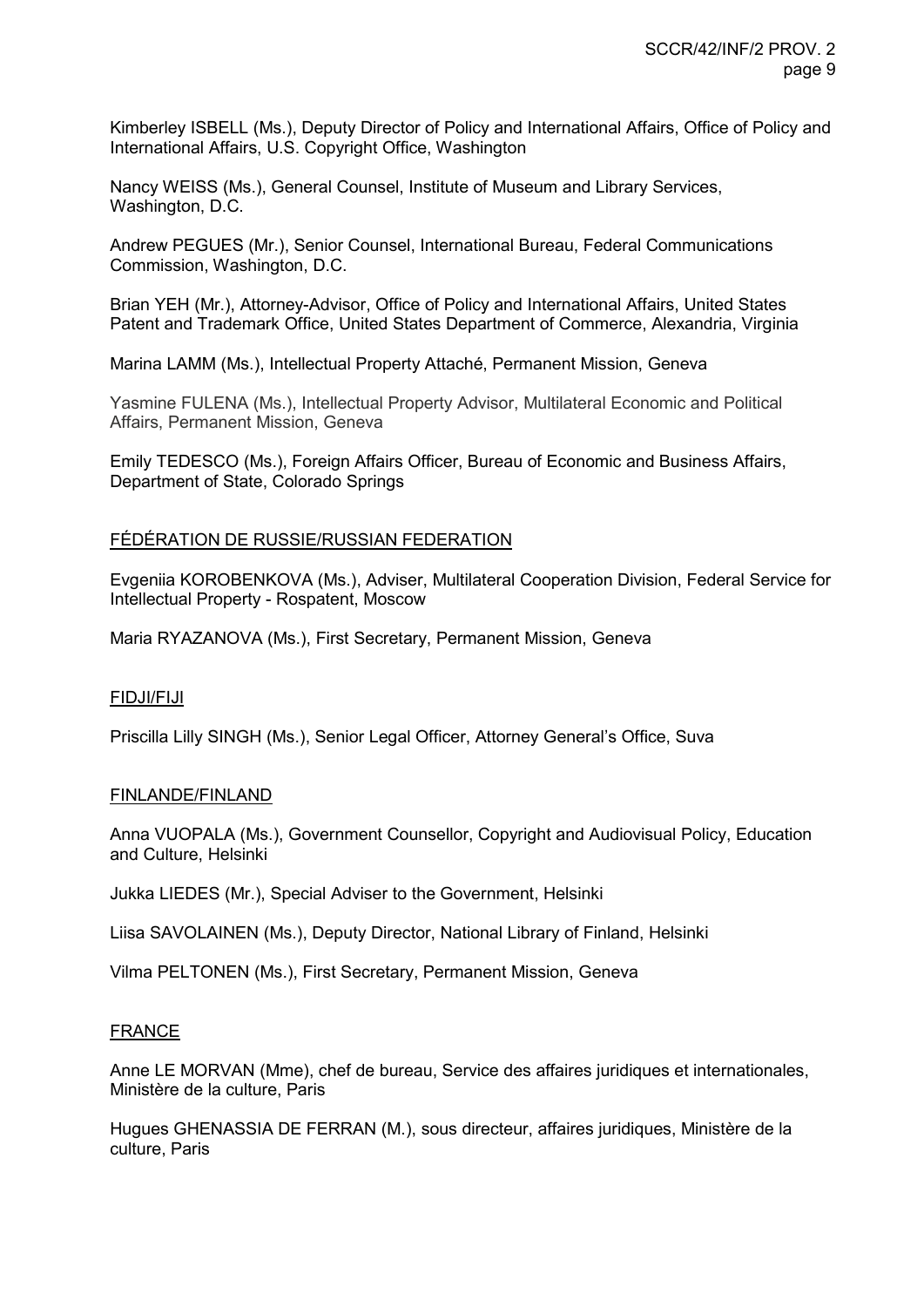Kimberley ISBELL (Ms.), Deputy Director of Policy and International Affairs, Office of Policy and International Affairs, U.S. Copyright Office, Washington

Nancy WEISS (Ms.), General Counsel, Institute of Museum and Library Services, Washington, D.C.

Andrew PEGUES (Mr.), Senior Counsel, International Bureau, Federal Communications Commission, Washington, D.C.

Brian YEH (Mr.), Attorney-Advisor, Office of Policy and International Affairs, United States Patent and Trademark Office, United States Department of Commerce, Alexandria, Virginia

Marina LAMM (Ms.), Intellectual Property Attaché, Permanent Mission, Geneva

Yasmine FULENA (Ms.), Intellectual Property Advisor, Multilateral Economic and Political Affairs, Permanent Mission, Geneva

Emily TEDESCO (Ms.), Foreign Affairs Officer, Bureau of Economic and Business Affairs, Department of State, Colorado Springs

FÉDÉRATION DE RUSSIE/RUSSIAN FEDERATION

Evgeniia KOROBENKOVA (Ms.), Adviser, Multilateral Cooperation Division, Federal Service for Intellectual Property - Rospatent, Moscow

Maria RYAZANOVA (Ms.), First Secretary, Permanent Mission, Geneva

FIDJI/FIJI

Priscilla Lilly SINGH (Ms.), Senior Legal Officer, Attorney General's Office, Suva

FINLANDE/FINLAND

Anna VUOPALA (Ms.), Government Counsellor, Copyright and Audiovisual Policy, Education and Culture, Helsinki

Jukka LIEDES (Mr.), Special Adviser to the Government, Helsinki

Liisa SAVOLAINEN (Ms.), Deputy Director, National Library of Finland, Helsinki

Vilma PELTONEN (Ms.), First Secretary, Permanent Mission, Geneva

FRANCE

Anne LE MORVAN (Mme), chef de bureau, Service des affaires juridiques et internationales, Ministère de la culture, Paris

Hugues GHENASSIA DE FERRAN (M.), sous directeur, affaires juridiques, Ministère de la culture, Paris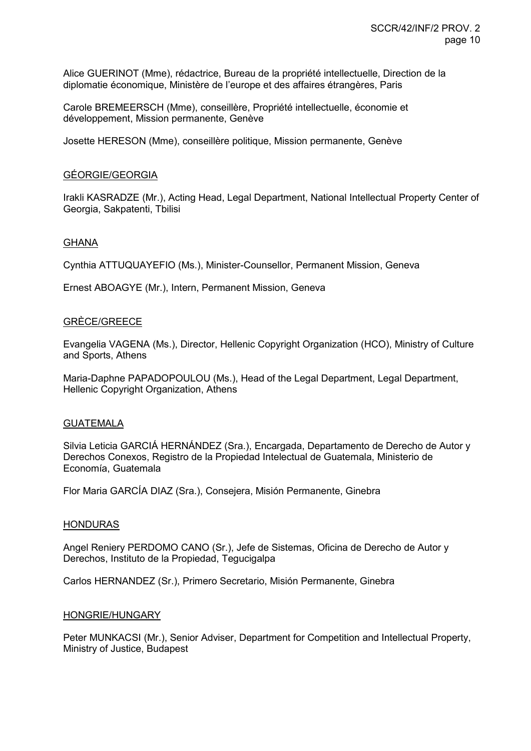Alice GUERINOT (Mme), rédactrice, Bureau de la propriété intellectuelle, Direction de la diplomatie économique, Ministère de l'europe et des affaires étrangères, Paris

Carole BREMEERSCH (Mme), conseillère, Propriété intellectuelle, économie et développement, Mission permanente, Genève

Josette HERESON (Mme), conseillère politique, Mission permanente, Genève

GÉORGIE/GEORGIA

Irakli KASRADZE (Mr.), Acting Head, Legal Department, National Intellectual Property Center of Georgia, Sakpatenti, Tbilisi

GHANA

Cynthia ATTUQUAYEFIO (Ms.), Minister-Counsellor, Permanent Mission, Geneva

Ernest ABOAGYE (Mr.), Intern, Permanent Mission, Geneva

GRÈCE/GREECE

Evangelia VAGENA (Ms.), Director, Hellenic Copyright Organization (HCO), Ministry of Culture and Sports, Athens

Maria-Daphne PAPADOPOULOU (Ms.), Head of the Legal Department, Legal Department, Hellenic Copyright Organization, Athens

GUATEMALA

Silvia Leticia GARCIÁ HERNÁNDEZ (Sra.), Encargada, Departamento de Derecho de Autor y Derechos Conexos, Registro de la Propiedad Intelectual de Guatemala, Ministerio de Economía, Guatemala

Flor Maria GARCÍA DIAZ (Sra.), Consejera, Misión Permanente, Ginebra

HONDURAS

Angel Reniery PERDOMO CANO (Sr.), Jefe de Sistemas, Oficina de Derecho de Autor y Derechos, Instituto de la Propiedad, Tegucigalpa

Carlos HERNANDEZ (Sr.), Primero Secretario, Misión Permanente, Ginebra

HONGRIE/HUNGARY

Peter MUNKACSI (Mr.), Senior Adviser, Department for Competition and Intellectual Property, Ministry of Justice, Budapest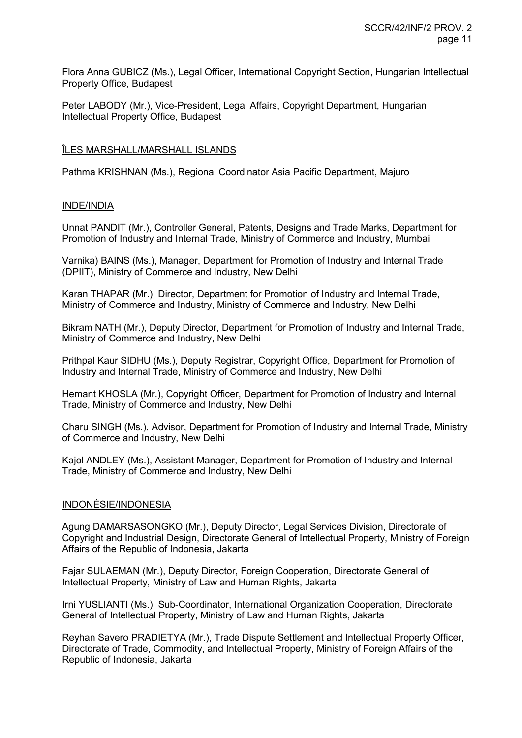Flora Anna GUBICZ (Ms.), Legal Officer, International Copyright Section, Hungarian Intellectual Property Office, Budapest

Peter LABODY (Mr.), Vice-President, Legal Affairs, Copyright Department, Hungarian Intellectual Property Office, Budapest

ÎLES MARSHALL/MARSHALL ISLANDS

Pathma KRISHNAN (Ms.), Regional Coordinator Asia Pacific Department, Majuro

INDE/INDIA

Unnat PANDIT (Mr.), Controller General, Patents, Designs and Trade Marks, Department for Promotion of Industry and Internal Trade, Ministry of Commerce and Industry, Mumbai

Varnika) BAINS (Ms.), Manager, Department for Promotion of Industry and Internal Trade (DPIIT), Ministry of Commerce and Industry, New Delhi

Karan THAPAR (Mr.), Director, Department for Promotion of Industry and Internal Trade, Ministry of Commerce and Industry, Ministry of Commerce and Industry, New Delhi

Bikram NATH (Mr.), Deputy Director, Department for Promotion of Industry and Internal Trade, Ministry of Commerce and Industry, New Delhi

Prithpal Kaur SIDHU (Ms.), Deputy Registrar, Copyright Office, Department for Promotion of Industry and Internal Trade, Ministry of Commerce and Industry, New Delhi

Hemant KHOSLA (Mr.), Copyright Officer, Department for Promotion of Industry and Internal Trade, Ministry of Commerce and Industry, New Delhi

Charu SINGH (Ms.), Advisor, Department for Promotion of Industry and Internal Trade, Ministry of Commerce and Industry, New Delhi

Kajol ANDLEY (Ms.), Assistant Manager, Department for Promotion of Industry and Internal Trade, Ministry of Commerce and Industry, New Delhi

INDONÉSIE/INDONESIA

Agung DAMARSASONGKO (Mr.), Deputy Director, Legal Services Division, Directorate of Copyright and Industrial Design, Directorate General of Intellectual Property, Ministry of Foreign Affairs of the Republic of Indonesia, Jakarta

Fajar SULAEMAN (Mr.), Deputy Director, Foreign Cooperation, Directorate General of Intellectual Property, Ministry of Law and Human Rights, Jakarta

Irni YUSLIANTI (Ms.), Sub-Coordinator, International Organization Cooperation, Directorate General of Intellectual Property, Ministry of Law and Human Rights, Jakarta

Reyhan Savero PRADIETYA (Mr.), Trade Dispute Settlement and Intellectual Property Officer, Directorate of Trade, Commodity, and Intellectual Property, Ministry of Foreign Affairs of the Republic of Indonesia, Jakarta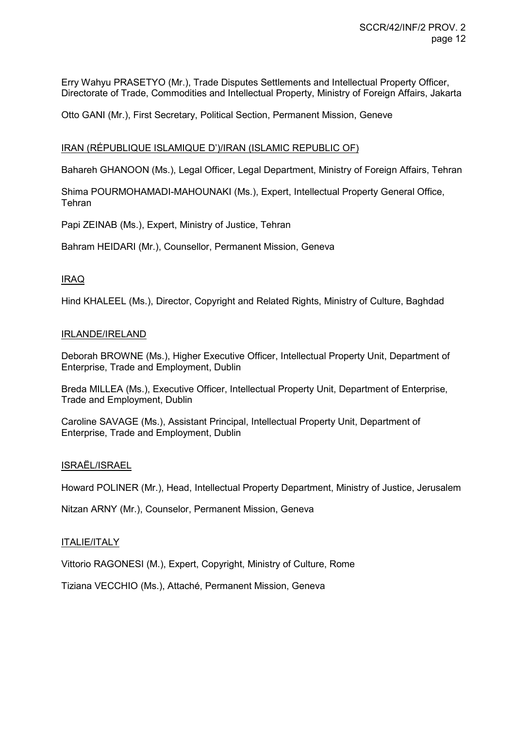Erry Wahyu PRASETYO (Mr.), Trade Disputes Settlements and Intellectual Property Officer, Directorate of Trade, Commodities and Intellectual Property, Ministry of Foreign Affairs, Jakarta

Otto GANI (Mr.), First Secretary, Political Section, Permanent Mission, Geneve

IRAN (RÉPUBLIQUE ISLAMIQUE D')/IRAN (ISLAMIC REPUBLIC OF)

Bahareh GHANOON (Ms.), Legal Officer, Legal Department, Ministry of Foreign Affairs, Tehran

Shima POURMOHAMADI-MAHOUNAKI (Ms.), Expert, Intellectual Property General Office, Tehran

Papi ZEINAB (Ms.), Expert, Ministry of Justice, Tehran

Bahram HEIDARI (Mr.), Counsellor, Permanent Mission, Geneva

IRAQ

Hind KHALEEL (Ms.), Director, Copyright and Related Rights, Ministry of Culture, Baghdad

IRLANDE/IRELAND

Deborah BROWNE (Ms.), Higher Executive Officer, Intellectual Property Unit, Department of Enterprise, Trade and Employment, Dublin

Breda MILLEA (Ms.), Executive Officer, Intellectual Property Unit, Department of Enterprise, Trade and Employment, Dublin

Caroline SAVAGE (Ms.), Assistant Principal, Intellectual Property Unit, Department of Enterprise, Trade and Employment, Dublin

ISRAËL/ISRAEL

Howard POLINER (Mr.), Head, Intellectual Property Department, Ministry of Justice, Jerusalem

Nitzan ARNY (Mr.), Counselor, Permanent Mission, Geneva

ITALIE/ITALY

Vittorio RAGONESI (M.), Expert, Copyright, Ministry of Culture, Rome

Tiziana VECCHIO (Ms.), Attaché, Permanent Mission, Geneva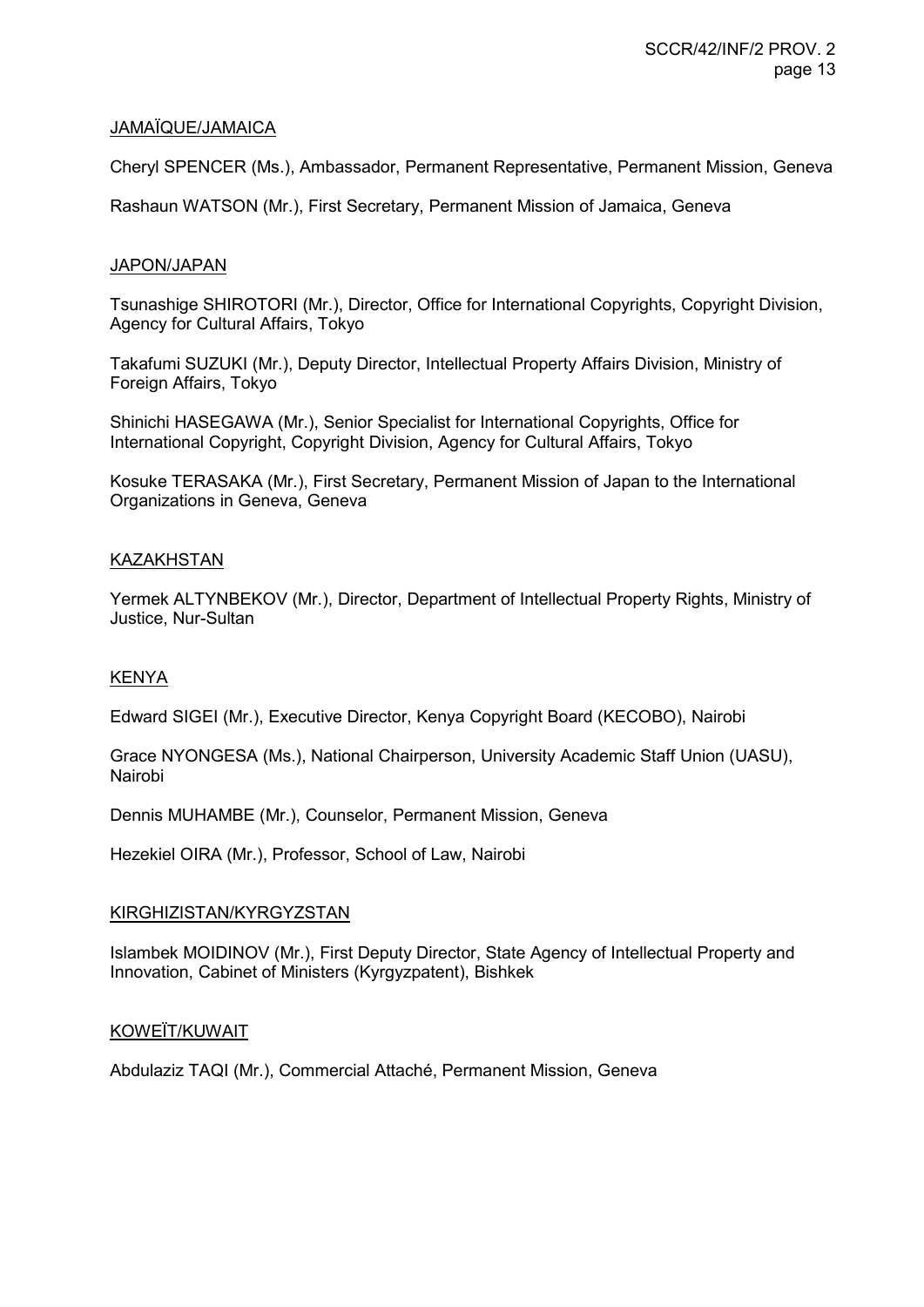JAMAÏQUE/JAMAICA

Cheryl SPENCER (Ms.), Ambassador, Permanent Representative, Permanent Mission, Geneva

Rashaun WATSON (Mr.), First Secretary, Permanent Mission of Jamaica, Geneva

JAPON/JAPAN

Tsunashige SHIROTORI (Mr.), Director, Office for International Copyrights, Copyright Division, Agency for Cultural Affairs, Tokyo

Takafumi SUZUKI (Mr.), Deputy Director, Intellectual Property Affairs Division, Ministry of Foreign Affairs, Tokyo

Shinichi HASEGAWA (Mr.), Senior Specialist for International Copyrights, Office for International Copyright, Copyright Division, Agency for Cultural Affairs, Tokyo

Kosuke TERASAKA (Mr.), First Secretary, Permanent Mission of Japan to the International Organizations in Geneva, Geneva

KAZAKHSTAN

Yermek ALTYNBEKOV (Mr.), Director, Department of Intellectual Property Rights, Ministry of Justice, Nur-Sultan

KENYA

Edward SIGEI (Mr.), Executive Director, Kenya Copyright Board (KECOBO), Nairobi

Grace NYONGESA (Ms.), National Chairperson, University Academic Staff Union (UASU), Nairobi

Dennis MUHAMBE (Mr.), Counselor, Permanent Mission, Geneva

Hezekiel OIRA (Mr.), Professor, School of Law, Nairobi

KIRGHIZISTAN/KYRGYZSTAN

Islambek MOIDINOV (Mr.), First Deputy Director, State Agency of Intellectual Property and Innovation, Cabinet of Ministers (Kyrgyzpatent), Bishkek

KOWEÏT/KUWAIT

Abdulaziz TAQI (Mr.), Commercial Attaché, Permanent Mission, Geneva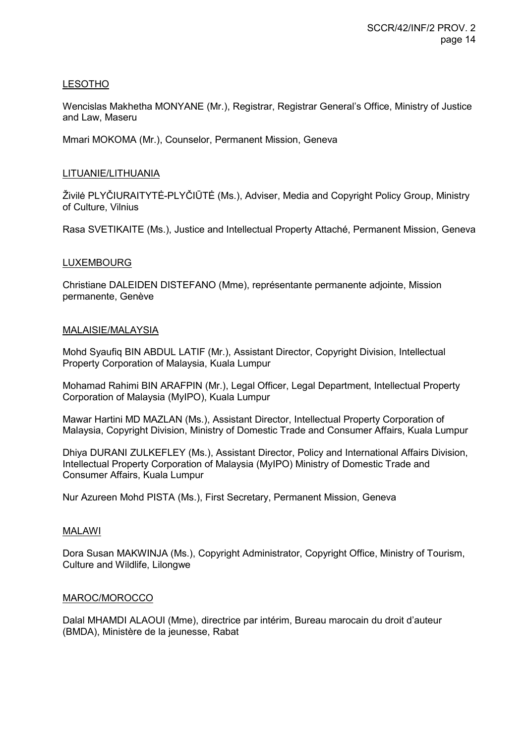LESOTHO

Wencislas Makhetha MONYANE (Mr.), Registrar, Registrar General's Office, Ministry of Justice and Law, Maseru

Mmari MOKOMA (Mr.), Counselor, Permanent Mission, Geneva

LITUANIE/LITHUANIA

Živilė PLYČIURAITYTĖ-PLYČIŪTĖ (Ms.), Adviser, Media and Copyright Policy Group, Ministry of Culture, Vilnius

Rasa SVETIKAITE (Ms.), Justice and Intellectual Property Attaché, Permanent Mission, Geneva

LUXEMBOURG

Christiane DALEIDEN DISTEFANO (Mme), représentante permanente adjointe, Mission permanente, Genève

MALAISIE/MALAYSIA

Mohd Syaufiq BIN ABDUL LATIF (Mr.), Assistant Director, Copyright Division, Intellectual Property Corporation of Malaysia, Kuala Lumpur

Mohamad Rahimi BIN ARAFPIN (Mr.), Legal Officer, Legal Department, Intellectual Property Corporation of Malaysia (MyIPO), Kuala Lumpur

Mawar Hartini MD MAZLAN (Ms.), Assistant Director, Intellectual Property Corporation of Malaysia, Copyright Division, Ministry of Domestic Trade and Consumer Affairs, Kuala Lumpur

Dhiya DURANI ZULKEFLEY (Ms.), Assistant Director, Policy and International Affairs Division, Intellectual Property Corporation of Malaysia (MyIPO) Ministry of Domestic Trade and Consumer Affairs, Kuala Lumpur

Nur Azureen Mohd PISTA (Ms.), First Secretary, Permanent Mission, Geneva

MALAWI

Dora Susan MAKWINJA (Ms.), Copyright Administrator, Copyright Office, Ministry of Tourism, Culture and Wildlife, Lilongwe

MAROC/MOROCCO

Dalal MHAMDI ALAOUI (Mme), directrice par intérim, Bureau marocain du droit d'auteur (BMDA), Ministère de la jeunesse, Rabat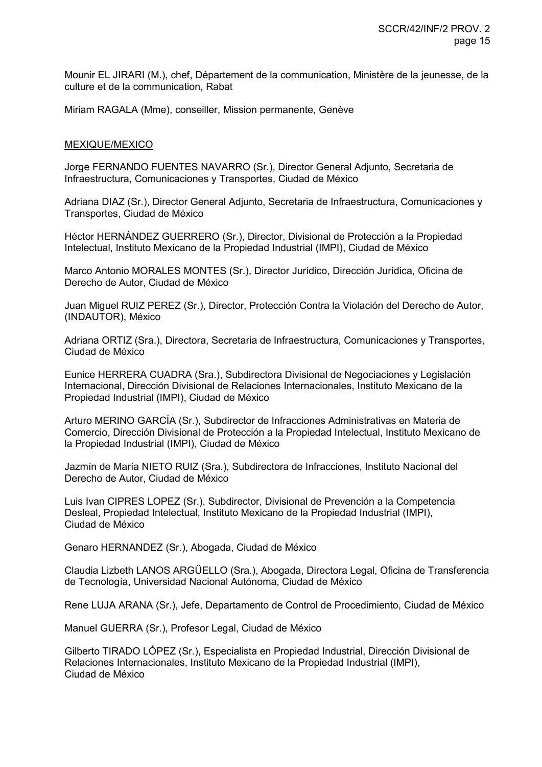Mounir EL JIRARI (M.), chef, Département de la communication, Ministère de la jeunesse, de la culture et de la communication, Rabat

Miriam RAGALA (Mme), conseiller, Mission permanente, Genève

MEXIQUE/MEXICO

Jorge FERNANDO FUENTES NAVARRO (Sr.), Director General Adjunto, Secretaria de Infraestructura, Comunicaciones y Transportes, Ciudad de México

Adriana DIAZ (Sr.), Director General Adjunto, Secretaria de Infraestructura, Comunicaciones y Transportes, Ciudad de México

Héctor HERNÁNDEZ GUERRERO (Sr.), Director, Divisional de Protección a la Propiedad Intelectual, Instituto Mexicano de la Propiedad Industrial (IMPI), Ciudad de México

Marco Antonio MORALES MONTES (Sr.), Director Jurídico, Dirección Jurídica, Oficina de Derecho de Autor, Ciudad de México

Juan Miguel RUIZ PEREZ (Sr.), Director, Protección Contra la Violación del Derecho de Autor, (INDAUTOR), México

Adriana ORTIZ (Sra.), Directora, Secretaria de Infraestructura, Comunicaciones y Transportes, Ciudad de México

Eunice HERRERA CUADRA (Sra.), Subdirectora Divisional de Negociaciones y Legislación Internacional, Dirección Divisional de Relaciones Internacionales, Instituto Mexicano de la Propiedad Industrial (IMPI), Ciudad de México

Arturo MERINO GARCÍA (Sr.), Subdirector de Infracciones Administrativas en Materia de Comercio, Dirección Divisional de Protección a la Propiedad Intelectual, Instituto Mexicano de la Propiedad Industrial (IMPI), Ciudad de México

Jazmín de María NIETO RUIZ (Sra.), Subdirectora de Infracciones, Instituto Nacional del Derecho de Autor, Ciudad de México

Luis Ivan CIPRES LOPEZ (Sr.), Subdirector, Divisional de Prevención a la Competencia Desleal, Propiedad Intelectual, Instituto Mexicano de la Propiedad Industrial (IMPI), Ciudad de México

Genaro HERNANDEZ (Sr.), Abogada, Ciudad de México

Claudia Lizbeth LANOS ARGÜELLO (Sra.), Abogada, Directora Legal, Oficina de Transferencia de Tecnología, Universidad Nacional Autónoma, Ciudad de México

Rene LUJA ARANA (Sr.), Jefe, Departamento de Control de Procedimiento, Ciudad de México

Manuel GUERRA (Sr.), Profesor Legal, Ciudad de México

Gilberto TIRADO LÓPEZ (Sr.), Especialista en Propiedad Industrial, Dirección Divisional de Relaciones Internacionales, Instituto Mexicano de la Propiedad Industrial (IMPI), Ciudad de México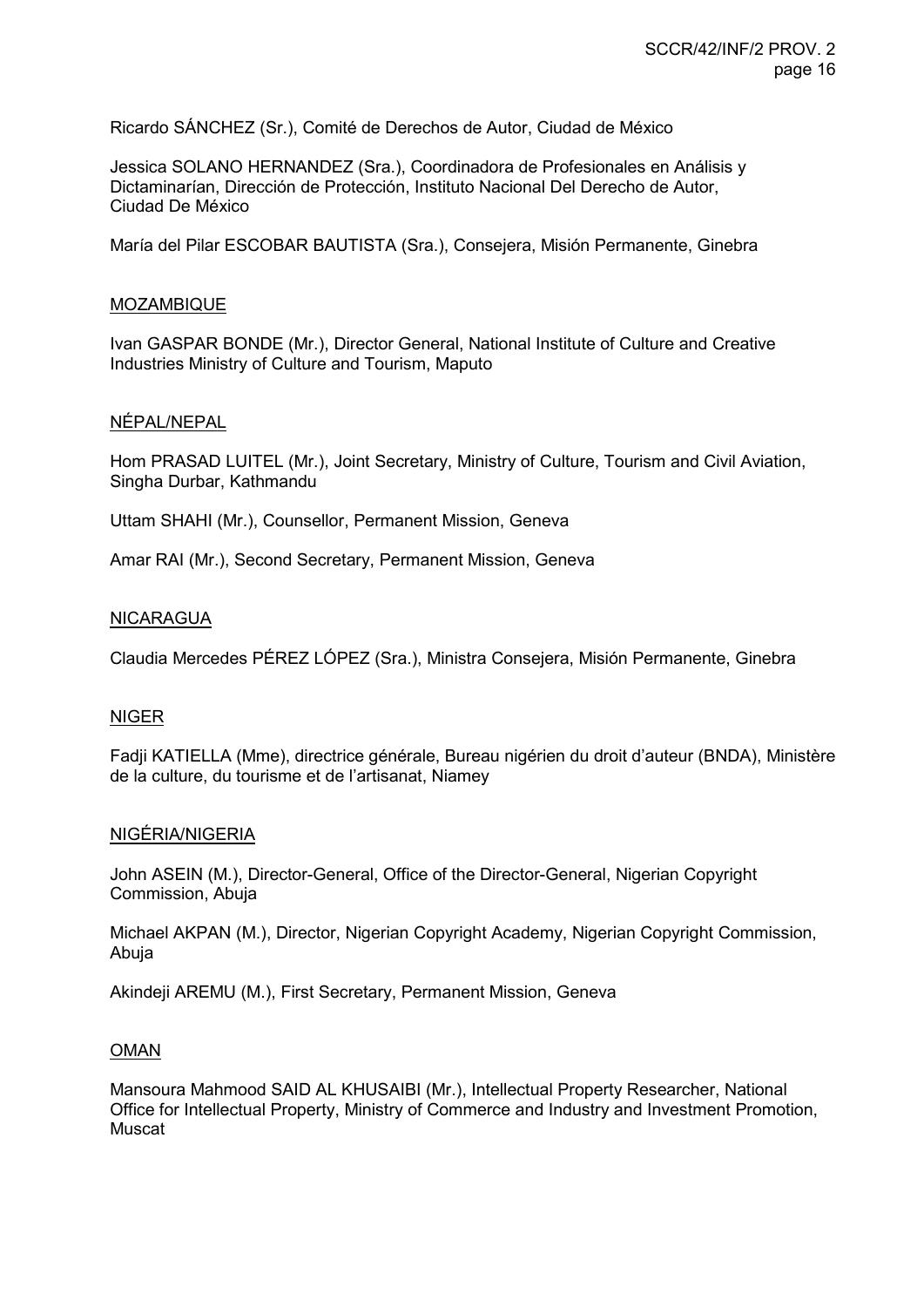Ricardo SÁNCHEZ (Sr.), Comité de Derechos de Autor, Ciudad de México

Jessica SOLANO HERNANDEZ (Sra.), Coordinadora de Profesionales en Análisis y Dictaminarían, Dirección de Protección, Instituto Nacional Del Derecho de Autor, Ciudad De México

María del Pilar ESCOBAR BAUTISTA (Sra.), Consejera, Misión Permanente, Ginebra

MOZAMBIQUE

Ivan GASPAR BONDE (Mr.), Director General, National Institute of Culture and Creative Industries Ministry of Culture and Tourism, Maputo

NÉPAL/NEPAL

Hom PRASAD LUITEL (Mr.), Joint Secretary, Ministry of Culture, Tourism and Civil Aviation, Singha Durbar, Kathmandu

Uttam SHAHI (Mr.), Counsellor, Permanent Mission, Geneva

Amar RAI (Mr.), Second Secretary, Permanent Mission, Geneva

NICARAGUA

Claudia Mercedes PÉREZ LÓPEZ (Sra.), Ministra Consejera, Misión Permanente, Ginebra

NIGER

Fadji KATIELLA (Mme), directrice générale, Bureau nigérien du droit d'auteur (BNDA), Ministère de la culture, du tourisme et de l'artisanat, Niamey

NIGÉRIA/NIGERIA

John ASEIN (M.), Director-General, Office of the Director-General, Nigerian Copyright Commission, Abuja

Michael AKPAN (M.), Director, Nigerian Copyright Academy, Nigerian Copyright Commission, Abuja

Akindeji AREMU (M.), First Secretary, Permanent Mission, Geneva

OMAN

Mansoura Mahmood SAID AL KHUSAIBI (Mr.), Intellectual Property Researcher, National Office for Intellectual Property, Ministry of Commerce and Industry and Investment Promotion, Muscat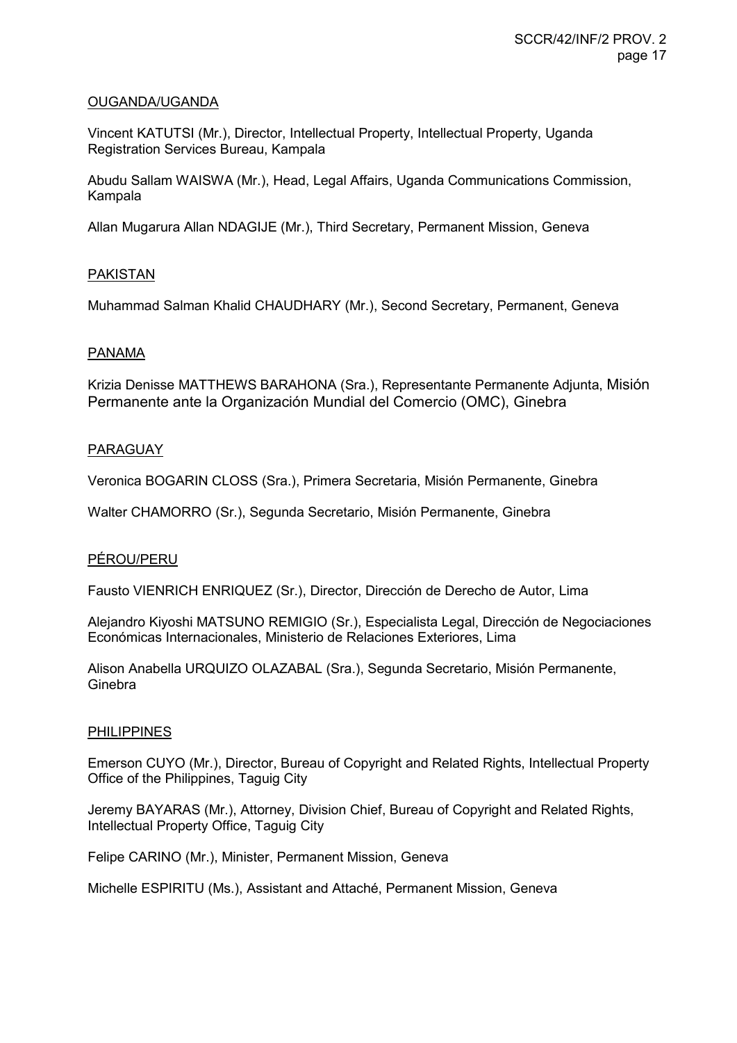<u>OUGANDA/UGANDA</u>

Vincent KATUTSI (Mr.), Director, Intellectual Property, Intellectual Property, Uganda Registration Services Bureau, Kampala

Abudu Sallam WAISWA (Mr.), Head, Legal Affairs, Uganda Communications Commission, Kampala

Allan Mugarura Allan NDAGIJE (Mr.), Third Secretary, Permanent Mission, Geneva

<u>PAKISTAN</u>

Muhammad Salman Khalid CHAUDHARY (Mr.), Second Secretary, Permanent, Geneva

<u>PANAMA</u>

Krizia Denisse MATTHEWS BARAHONA (Sra.), Representante Permanente Adjunta, Misión Permanente ante la Organización Mundial del Comercio (OMC), Ginebra

<u>PARAGUAY</u>

Veronica BOGARIN CLOSS (Sra.), Primera Secretaria, Misión Permanente, Ginebra

Walter CHAMORRO (Sr.), Segunda Secretario, Misión Permanente, Ginebra

<u>PÉROU/PERU</u>

Fausto VIENRICH ENRIQUEZ (Sr.), Director, Dirección de Derecho de Autor, Lima

Alejandro Kiyoshi MATSUNO REMIGIO (Sr.), Especialista Legal, Dirección de Negociaciones Económicas Internacionales, Ministerio de Relaciones Exteriores, Lima

Alison Anabella URQUIZO OLAZABAL (Sra.), Segunda Secretario, Misión Permanente, Ginebra

<u>PHILIPPINES</u>

Emerson CUYO (Mr.), Director, Bureau of Copyright and Related Rights, Intellectual Property Office of the Philippines, Taguig City

Jeremy BAYARAS (Mr.), Attorney, Division Chief, Bureau of Copyright and Related Rights, Intellectual Property Office, Taguig City

Felipe CARINO (Mr.), Minister, Permanent Mission, Geneva

Michelle ESPIRITU (Ms.), Assistant and Attaché, Permanent Mission, Geneva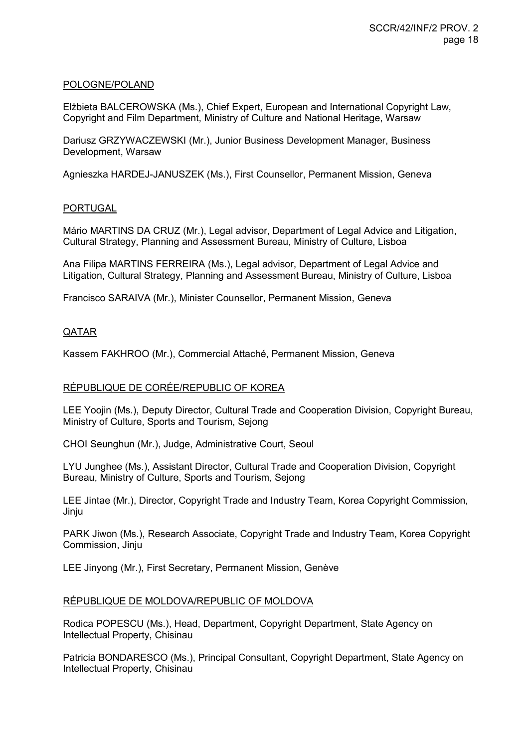POLOGNE/POLAND

Elżbieta BALCEROWSKA (Ms.), Chief Expert, European and International Copyright Law, Copyright and Film Department, Ministry of Culture and National Heritage, Warsaw

Dariusz GRZYWACZEWSKI (Mr.), Junior Business Development Manager, Business Development, Warsaw

Agnieszka HARDEJ-JANUSZEK (Ms.), First Counsellor, Permanent Mission, Geneva

PORTUGAL

Mário MARTINS DA CRUZ (Mr.), Legal advisor, Department of Legal Advice and Litigation, Cultural Strategy, Planning and Assessment Bureau, Ministry of Culture, Lisboa

Ana Filipa MARTINS FERREIRA (Ms.), Legal advisor, Department of Legal Advice and Litigation, Cultural Strategy, Planning and Assessment Bureau, Ministry of Culture, Lisboa

Francisco SARAIVA (Mr.), Minister Counsellor, Permanent Mission, Geneva

QATAR

Kassem FAKHROO (Mr.), Commercial Attaché, Permanent Mission, Geneva

RÉPUBLIQUE DE CORÉE/REPUBLIC OF KOREA

LEE Yoojin (Ms.), Deputy Director, Cultural Trade and Cooperation Division, Copyright Bureau, Ministry of Culture, Sports and Tourism, Sejong

CHOI Seunghun (Mr.), Judge, Administrative Court, Seoul

LYU Junghee (Ms.), Assistant Director, Cultural Trade and Cooperation Division, Copyright Bureau, Ministry of Culture, Sports and Tourism, Sejong

LEE Jintae (Mr.), Director, Copyright Trade and Industry Team, Korea Copyright Commission, Jinju

PARK Jiwon (Ms.), Research Associate, Copyright Trade and Industry Team, Korea Copyright Commission, Jinju

LEE Jinyong (Mr.), First Secretary, Permanent Mission, Genève

RÉPUBLIQUE DE MOLDOVA/REPUBLIC OF MOLDOVA

Rodica POPESCU (Ms.), Head, Department, Copyright Department, State Agency on Intellectual Property, Chisinau

Patricia BONDARESCO (Ms.), Principal Consultant, Copyright Department, State Agency on Intellectual Property, Chisinau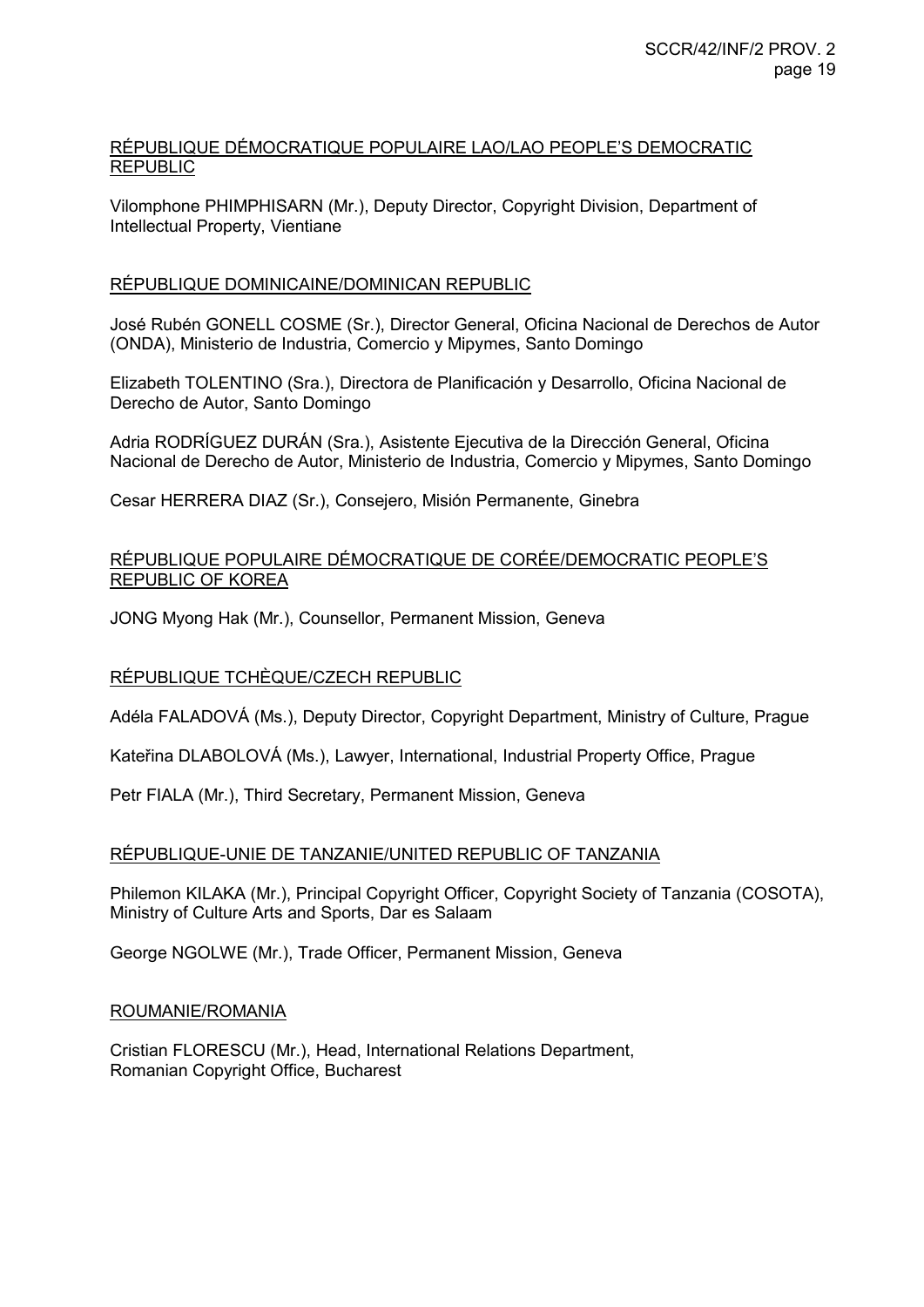RÉPUBLIQUE DÉMOCRATIQUE POPULAIRE LAO/LAO PEOPLE'S DEMOCRATIC REPUBLIC

Vilomphone PHIMPHISARN (Mr.), Deputy Director, Copyright Division, Department of Intellectual Property, Vientiane

RÉPUBLIQUE DOMINICAINE/DOMINICAN REPUBLIC

José Rubén GONELL COSME (Sr.), Director General, Oficina Nacional de Derechos de Autor (ONDA), Ministerio de Industria, Comercio y Mipymes, Santo Domingo

Elizabeth TOLENTINO (Sra.), Directora de Planificación y Desarrollo, Oficina Nacional de Derecho de Autor, Santo Domingo

Adria RODRÍGUEZ DURÁN (Sra.), Asistente Ejecutiva de la Dirección General, Oficina Nacional de Derecho de Autor, Ministerio de Industria, Comercio y Mipymes, Santo Domingo

Cesar HERRERA DIAZ (Sr.), Consejero, Misión Permanente, Ginebra

RÉPUBLIQUE POPULAIRE DÉMOCRATIQUE DE CORÉE/DEMOCRATIC PEOPLE'S REPUBLIC OF KOREA

JONG Myong Hak (Mr.), Counsellor, Permanent Mission, Geneva

RÉPUBLIQUE TCHÈQUE/CZECH REPUBLIC

Adéla FALADOVÁ (Ms.), Deputy Director, Copyright Department, Ministry of Culture, Prague

Kateřina DLABOLOVÁ (Ms.), Lawyer, International, Industrial Property Office, Prague

Petr FIALA (Mr.), Third Secretary, Permanent Mission, Geneva

RÉPUBLIQUE-UNIE DE TANZANIE/UNITED REPUBLIC OF TANZANIA

Philemon KILAKA (Mr.), Principal Copyright Officer, Copyright Society of Tanzania (COSOTA), Ministry of Culture Arts and Sports, Dar es Salaam

George NGOLWE (Mr.), Trade Officer, Permanent Mission, Geneva

ROUMANIE/ROMANIA

Cristian FLORESCU (Mr.), Head, International Relations Department, Romanian Copyright Office, Bucharest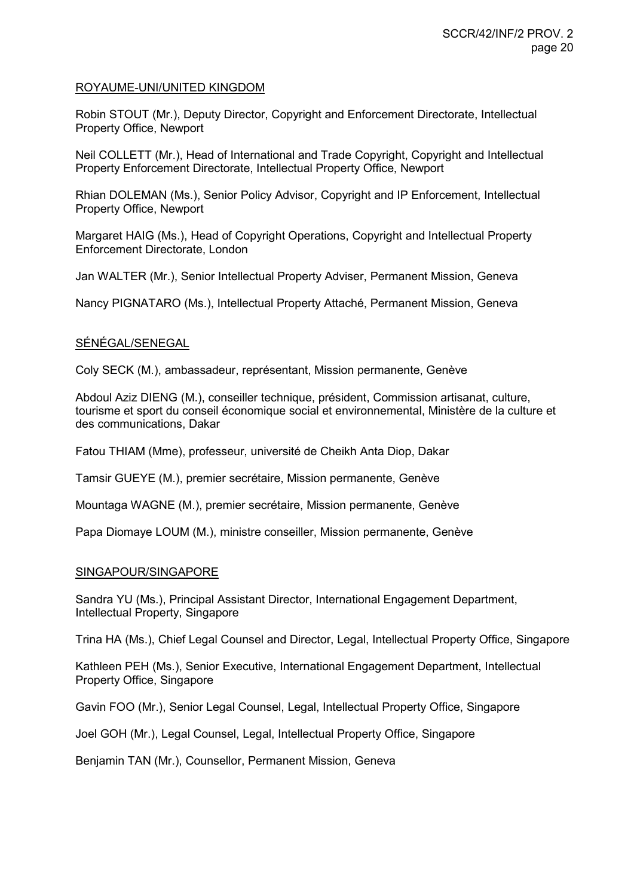ROYAUME-UNI/UNITED KINGDOM

Robin STOUT (Mr.), Deputy Director, Copyright and Enforcement Directorate, Intellectual Property Office, Newport

Neil COLLETT (Mr.), Head of International and Trade Copyright, Copyright and Intellectual Property Enforcement Directorate, Intellectual Property Office, Newport

Rhian DOLEMAN (Ms.), Senior Policy Advisor, Copyright and IP Enforcement, Intellectual Property Office, Newport

Margaret HAIG (Ms.), Head of Copyright Operations, Copyright and Intellectual Property Enforcement Directorate, London

Jan WALTER (Mr.), Senior Intellectual Property Adviser, Permanent Mission, Geneva

Nancy PIGNATARO (Ms.), Intellectual Property Attaché, Permanent Mission, Geneva

SÉNÉGAL/SENEGAL

Coly SECK (M.), ambassadeur, représentant, Mission permanente, Genève

Abdoul Aziz DIENG (M.), conseiller technique, président, Commission artisanat, culture, tourisme et sport du conseil économique social et environnemental, Ministère de la culture et des communications, Dakar

Fatou THIAM (Mme), professeur, université de Cheikh Anta Diop, Dakar

Tamsir GUEYE (M.), premier secrétaire, Mission permanente, Genève

Mountaga WAGNE (M.), premier secrétaire, Mission permanente, Genève

Papa Diomaye LOUM (M.), ministre conseiller, Mission permanente, Genève

SINGAPOUR/SINGAPORE

Sandra YU (Ms.), Principal Assistant Director, International Engagement Department, Intellectual Property, Singapore

Trina HA (Ms.), Chief Legal Counsel and Director, Legal, Intellectual Property Office, Singapore

Kathleen PEH (Ms.), Senior Executive, International Engagement Department, Intellectual Property Office, Singapore

Gavin FOO (Mr.), Senior Legal Counsel, Legal, Intellectual Property Office, Singapore

Joel GOH (Mr.), Legal Counsel, Legal, Intellectual Property Office, Singapore

Benjamin TAN (Mr.), Counsellor, Permanent Mission, Geneva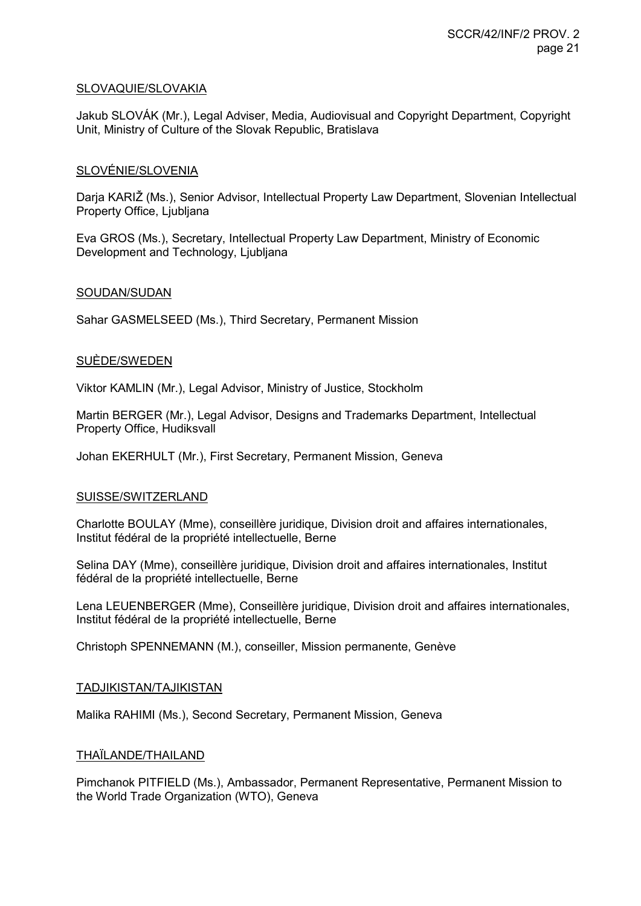SLOVAQUIE/SLOVAKIA

Jakub SLOVÁK (Mr.), Legal Adviser, Media, Audiovisual and Copyright Department, Copyright Unit, Ministry of Culture of the Slovak Republic, Bratislava

SLOVÉNIE/SLOVENIA

Darja KARIŽ (Ms.), Senior Advisor, Intellectual Property Law Department, Slovenian Intellectual Property Office, Ljubljana

Eva GROS (Ms.), Secretary, Intellectual Property Law Department, Ministry of Economic Development and Technology, Ljubljana

SOUDAN/SUDAN

Sahar GASMELSEED (Ms.), Third Secretary, Permanent Mission

SUÈDE/SWEDEN

Viktor KAMLIN (Mr.), Legal Advisor, Ministry of Justice, Stockholm

Martin BERGER (Mr.), Legal Advisor, Designs and Trademarks Department, Intellectual Property Office, Hudiksvall

Johan EKERHULT (Mr.), First Secretary, Permanent Mission, Geneva

SUISSE/SWITZERLAND

Charlotte BOULAY (Mme), conseillère juridique, Division droit and affaires internationales, Institut fédéral de la propriété intellectuelle, Berne

Selina DAY (Mme), conseillère juridique, Division droit and affaires internationales, Institut fédéral de la propriété intellectuelle, Berne

Lena LEUENBERGER (Mme), Conseillère juridique, Division droit and affaires internationales, Institut fédéral de la propriété intellectuelle, Berne

Christoph SPENNEMANN (M.), conseiller, Mission permanente, Genève

TADJIKISTAN/TAJIKISTAN

Malika RAHIMI (Ms.), Second Secretary, Permanent Mission, Geneva

THAÏLANDE/THAILAND

Pimchanok PITFIELD (Ms.), Ambassador, Permanent Representative, Permanent Mission to the World Trade Organization (WTO), Geneva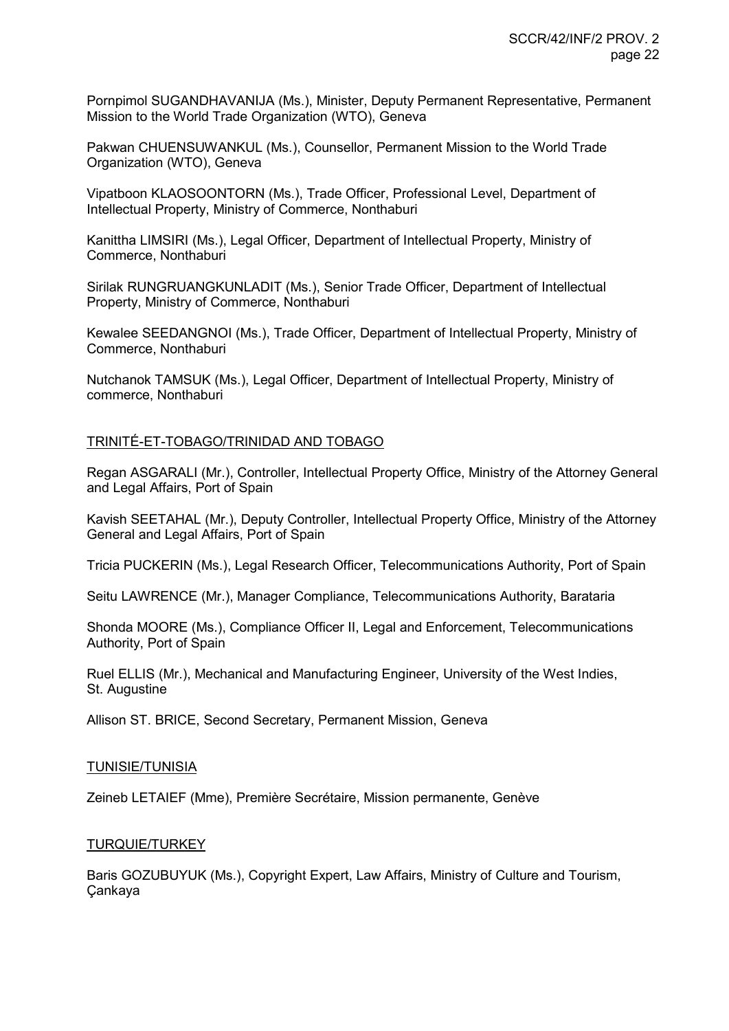Pornpimol SUGANDHAVANIJA (Ms.), Minister, Deputy Permanent Representative, Permanent Mission to the World Trade Organization (WTO), Geneva

Pakwan CHUENSUWANKUL (Ms.), Counsellor, Permanent Mission to the World Trade Organization (WTO), Geneva

Vipatboon KLAOSOONTORN (Ms.), Trade Officer, Professional Level, Department of Intellectual Property, Ministry of Commerce, Nonthaburi

Kanittha LIMSIRI (Ms.), Legal Officer, Department of Intellectual Property, Ministry of Commerce, Nonthaburi

Sirilak RUNGRUANGKUNLADIT (Ms.), Senior Trade Officer, Department of Intellectual Property, Ministry of Commerce, Nonthaburi

Kewalee SEEDANGNOI (Ms.), Trade Officer, Department of Intellectual Property, Ministry of Commerce, Nonthaburi

Nutchanok TAMSUK (Ms.), Legal Officer, Department of Intellectual Property, Ministry of commerce, Nonthaburi

## TRINITÉ-ET-TOBAGO/TRINIDAD AND TOBAGO

Regan ASGARALI (Mr.), Controller, Intellectual Property Office, Ministry of the Attorney General and Legal Affairs, Port of Spain

Kavish SEETAHAL (Mr.), Deputy Controller, Intellectual Property Office, Ministry of the Attorney General and Legal Affairs, Port of Spain

Tricia PUCKERIN (Ms.), Legal Research Officer, Telecommunications Authority, Port of Spain

Seitu LAWRENCE (Mr.), Manager Compliance, Telecommunications Authority, Barataria

Shonda MOORE (Ms.), Compliance Officer II, Legal and Enforcement, Telecommunications Authority, Port of Spain

Ruel ELLIS (Mr.), Mechanical and Manufacturing Engineer, University of the West Indies, St. Augustine

Allison ST. BRICE, Second Secretary, Permanent Mission, Geneva

## TUNISIE/TUNISIA

Zeineb LETAIEF (Mme), Première Secrétaire, Mission permanente, Genève

## TURQUIE/TURKEY

Baris GOZUBUYUK (Ms.), Copyright Expert, Law Affairs, Ministry of Culture and Tourism, Çankaya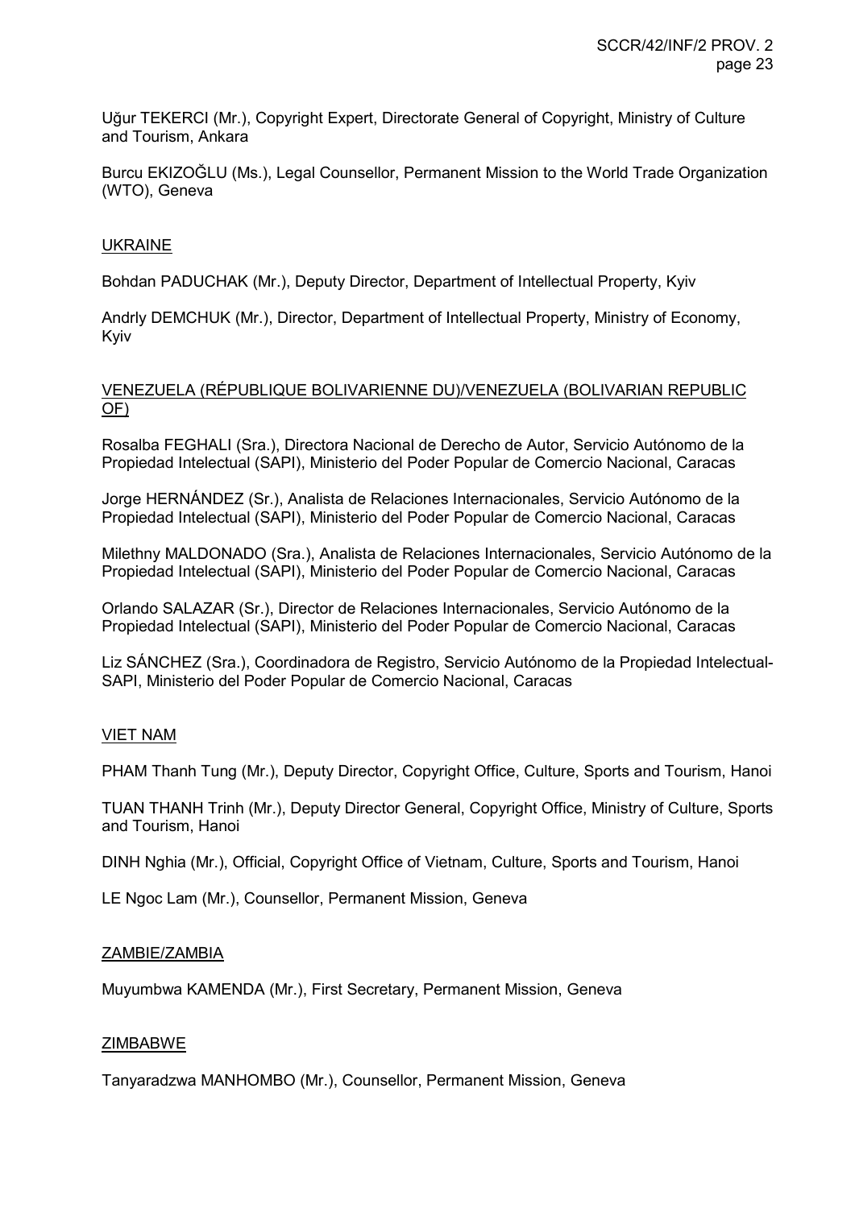Uğur TEKERCI (Mr.), Copyright Expert, Directorate General of Copyright, Ministry of Culture and Tourism, Ankara

Burcu EKIZOĞLU (Ms.), Legal Counsellor, Permanent Mission to the World Trade Organization (WTO), Geneva

UKRAINE

Bohdan PADUCHAK (Mr.), Deputy Director, Department of Intellectual Property, Kyiv

Andrly DEMCHUK (Mr.), Director, Department of Intellectual Property, Ministry of Economy, Kyiv

VENEZUELA (RÉPUBLIQUE BOLIVARIENNE DU)/VENEZUELA (BOLIVARIAN REPUBLIC OF)

Rosalba FEGHALI (Sra.), Directora Nacional de Derecho de Autor, Servicio Autónomo de la Propiedad Intelectual (SAPI), Ministerio del Poder Popular de Comercio Nacional, Caracas

Jorge HERNÁNDEZ (Sr.), Analista de Relaciones Internacionales, Servicio Autónomo de la Propiedad Intelectual (SAPI), Ministerio del Poder Popular de Comercio Nacional, Caracas

Milethny MALDONADO (Sra.), Analista de Relaciones Internacionales, Servicio Autónomo de la Propiedad Intelectual (SAPI), Ministerio del Poder Popular de Comercio Nacional, Caracas

Orlando SALAZAR (Sr.), Director de Relaciones Internacionales, Servicio Autónomo de la Propiedad Intelectual (SAPI), Ministerio del Poder Popular de Comercio Nacional, Caracas

Liz SÁNCHEZ (Sra.), Coordinadora de Registro, Servicio Autónomo de la Propiedad Intelectual-SAPI, Ministerio del Poder Popular de Comercio Nacional, Caracas

VIET NAM

PHAM Thanh Tung (Mr.), Deputy Director, Copyright Office, Culture, Sports and Tourism, Hanoi

TUAN THANH Trinh (Mr.), Deputy Director General, Copyright Office, Ministry of Culture, Sports and Tourism, Hanoi

DINH Nghia (Mr.), Official, Copyright Office of Vietnam, Culture, Sports and Tourism, Hanoi

LE Ngoc Lam (Mr.), Counsellor, Permanent Mission, Geneva

ZAMBIE/ZAMBIA

Muyumbwa KAMENDA (Mr.), First Secretary, Permanent Mission, Geneva

ZIMBABWE

Tanyaradzwa MANHOMBO (Mr.), Counsellor, Permanent Mission, Geneva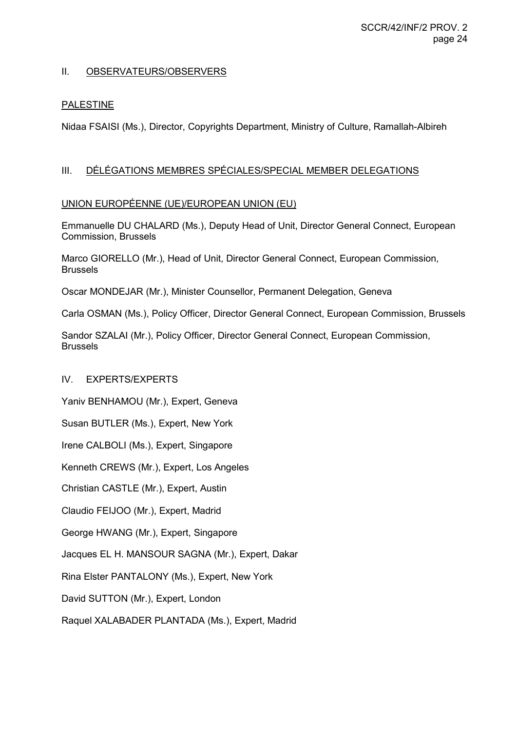## II. OBSERVATEURS/OBSERVERS

### PALESTINE

Nidaa FSAISI (Ms.), Director, Copyrights Department, Ministry of Culture, Ramallah-Albireh

## III. DÉLÉGATIONS MEMBRES SPÉCIALES/SPECIAL MEMBER DELEGATIONS

### UNION EUROPÉENNE (UE)/EUROPEAN UNION (EU)

Emmanuelle DU CHALARD (Ms.), Deputy Head of Unit, Director General Connect, European Commission, Brussels

Marco GIORELLO (Mr.), Head of Unit, Director General Connect, European Commission, Brussels

Oscar MONDEJAR (Mr.), Minister Counsellor, Permanent Delegation, Geneva

Carla OSMAN (Ms.), Policy Officer, Director General Connect, European Commission, Brussels

Sandor SZALAI (Mr.), Policy Officer, Director General Connect, European Commission, Brussels

## IV. EXPERTS/EXPERTS

Yaniv BENHAMOU (Mr.), Expert, Geneva

Susan BUTLER (Ms.), Expert, New York

Irene CALBOLI (Ms.), Expert, Singapore

Kenneth CREWS (Mr.), Expert, Los Angeles

Christian CASTLE (Mr.), Expert, Austin

Claudio FEIJOO (Mr.), Expert, Madrid

George HWANG (Mr.), Expert, Singapore

Jacques EL H. MANSOUR SAGNA (Mr.), Expert, Dakar

Rina Elster PANTALONY (Ms.), Expert, New York

David SUTTON (Mr.), Expert, London

Raquel XALABADER PLANTADA (Ms.), Expert, Madrid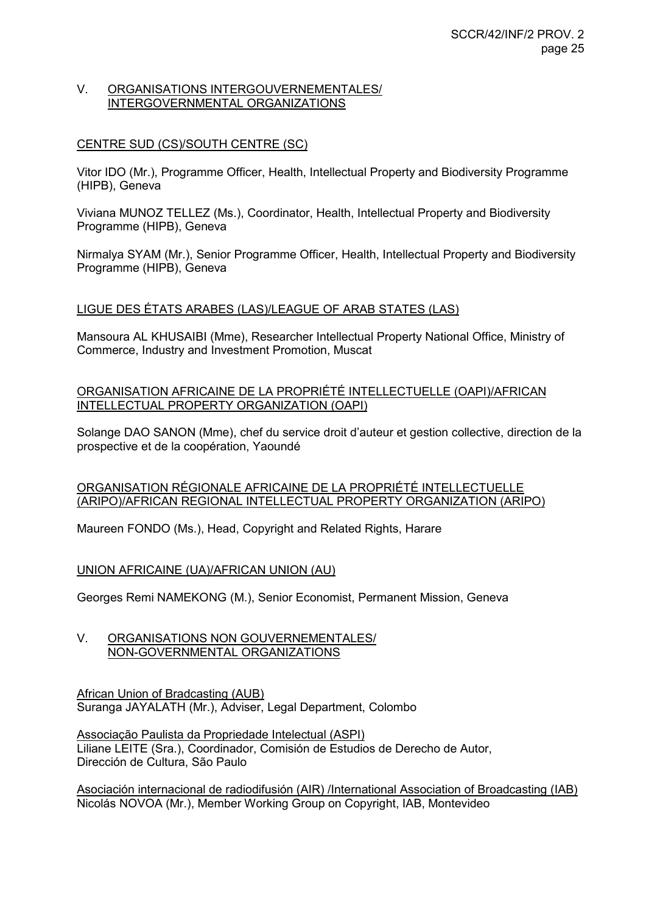## V. ORGANISATIONS INTERGOUVERNEMENTALES/ INTERGOVERNMENTAL ORGANIZATIONS

### CENTRE SUD (CS)/SOUTH CENTRE (SC)

Vitor IDO (Mr.), Programme Officer, Health, Intellectual Property and Biodiversity Programme (HIPB), Geneva

Viviana MUNOZ TELLEZ (Ms.), Coordinator, Health, Intellectual Property and Biodiversity Programme (HIPB), Geneva

Nirmalya SYAM (Mr.), Senior Programme Officer, Health, Intellectual Property and Biodiversity Programme (HIPB), Geneva

### LIGUE DES ÉTATS ARABES (LAS)/LEAGUE OF ARAB STATES (LAS)

Mansoura AL KHUSAIBI (Mme), Researcher Intellectual Property National Office, Ministry of Commerce, Industry and Investment Promotion, Muscat

### ORGANISATION AFRICAINE DE LA PROPRIÉTÉ INTELLECTUELLE (OAPI)/AFRICAN INTELLECTUAL PROPERTY ORGANIZATION (OAPI)

Solange DAO SANON (Mme), chef du service droit d'auteur et gestion collective, direction de la prospective et de la coopération, Yaoundé

### ORGANISATION RÉGIONALE AFRICAINE DE LA PROPRIÉTÉ INTELLECTUELLE (ARIPO)/AFRICAN REGIONAL INTELLECTUAL PROPERTY ORGANIZATION (ARIPO)

Maureen FONDO (Ms.), Head, Copyright and Related Rights, Harare

### UNION AFRICAINE (UA)/AFRICAN UNION (AU)

Georges Remi NAMEKONG (M.), Senior Economist, Permanent Mission, Geneva

## V. ORGANISATIONS NON GOUVERNEMENTALES/ NON-GOVERNMENTAL ORGANIZATIONS

### African Union of Bradcasting (AUB)
Suranga JAYALATH (Mr.), Adviser, Legal Department, Colombo

### Associação Paulista da Propriedade Intelectual (ASPI)
Liliane LEITE (Sra.), Coordinador, Comisión de Estudios de Derecho de Autor, Dirección de Cultura, São Paulo

### Asociación internacional de radiodifusión (AIR) /International Association of Broadcasting (IAB)
Nicolás NOVOA (Mr.), Member Working Group on Copyright, IAB, Montevideo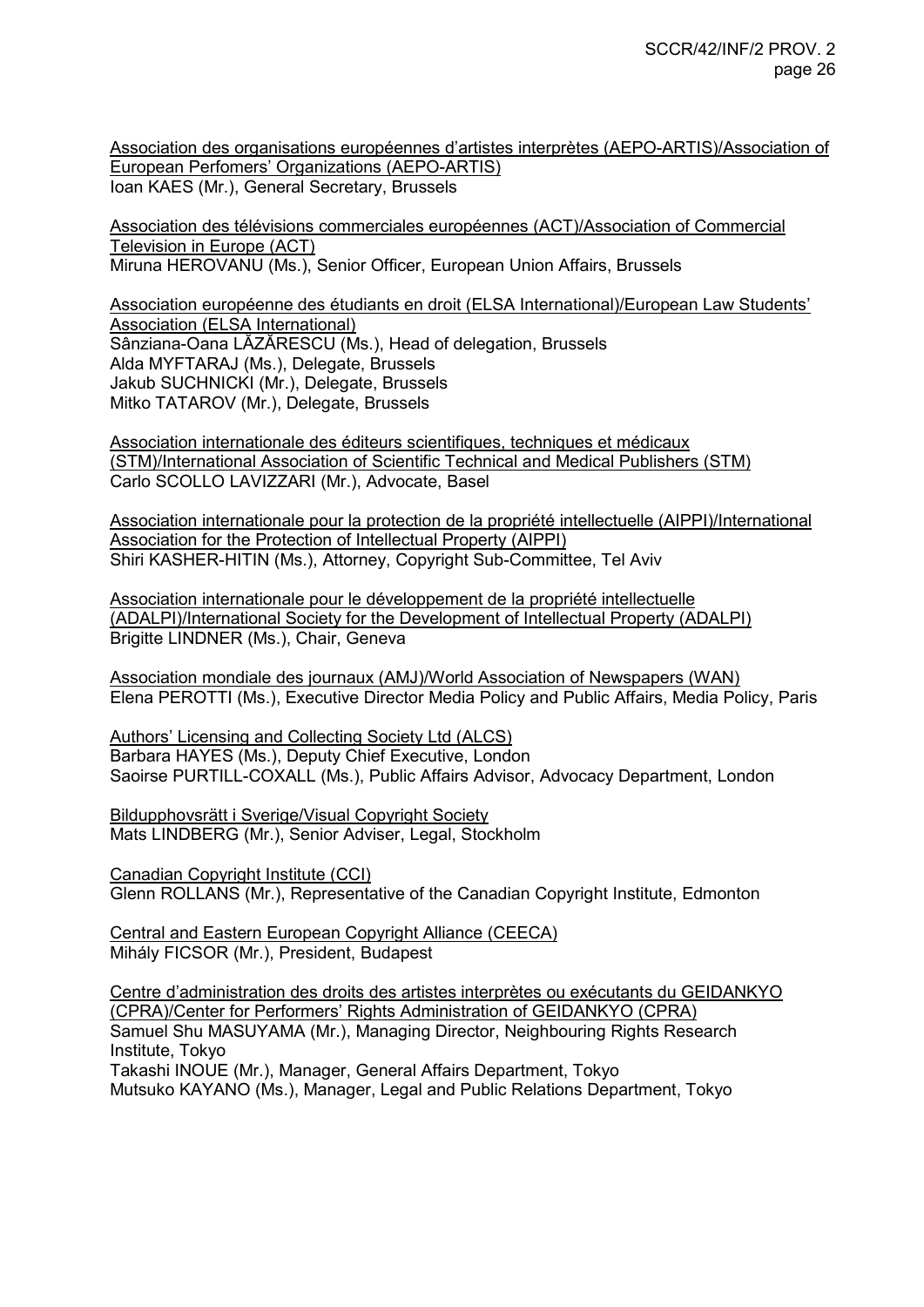<u>Association des organisations européennes d'artistes interprètes (AEPO-ARTIS)/Association of European Perfomers' Organizations (AEPO-ARTIS)</u>
Ioan KAES (Mr.), General Secretary, Brussels

<u>Association des télévisions commerciales européennes (ACT)/Association of Commercial Television in Europe (ACT)</u>
Miruna HEROVANU (Ms.), Senior Officer, European Union Affairs, Brussels

<u>Association européenne des étudiants en droit (ELSA International)/European Law Students' Association (ELSA International)</u>
Sânziana-Oana LĂZĂRESCU (Ms.), Head of delegation, Brussels
Alda MYFTARAJ (Ms.), Delegate, Brussels
Jakub SUCHNICKI (Mr.), Delegate, Brussels
Mitko TATAROV (Mr.), Delegate, Brussels

<u>Association internationale des éditeurs scientifiques, techniques et médicaux (STM)/International Association of Scientific Technical and Medical Publishers (STM)</u>
Carlo SCOLLO LAVIZZARI (Mr.), Advocate, Basel

<u>Association internationale pour la protection de la propriété intellectuelle (AIPPI)/International Association for the Protection of Intellectual Property (AIPPI)</u>
Shiri KASHER-HITIN (Ms.), Attorney, Copyright Sub-Committee, Tel Aviv

<u>Association internationale pour le développement de la propriété intellectuelle (ADALPI)/International Society for the Development of Intellectual Property (ADALPI)</u>
Brigitte LINDNER (Ms.), Chair, Geneva

<u>Association mondiale des journaux (AMJ)/World Association of Newspapers (WAN)</u>
Elena PEROTTI (Ms.), Executive Director Media Policy and Public Affairs, Media Policy, Paris

<u>Authors' Licensing and Collecting Society Ltd (ALCS)</u>
Barbara HAYES (Ms.), Deputy Chief Executive, London
Saoirse PURTILL-COXALL (Ms.), Public Affairs Advisor, Advocacy Department, London

<u>Bildupphovsrätt i Sverige/Visual Copyright Society</u>
Mats LINDBERG (Mr.), Senior Adviser, Legal, Stockholm

<u>Canadian Copyright Institute (CCI)</u>
Glenn ROLLANS (Mr.), Representative of the Canadian Copyright Institute, Edmonton

<u>Central and Eastern European Copyright Alliance (CEECA)</u>
Mihály FICSOR (Mr.), President, Budapest

<u>Centre d'administration des droits des artistes interprètes ou exécutants du GEIDANKYO (CPRA)/Center for Performers' Rights Administration of GEIDANKYO (CPRA)</u>
Samuel Shu MASUYAMA (Mr.), Managing Director, Neighbouring Rights Research Institute, Tokyo
Takashi INOUE (Mr.), Manager, General Affairs Department, Tokyo
Mutsuko KAYANO (Ms.), Manager, Legal and Public Relations Department, Tokyo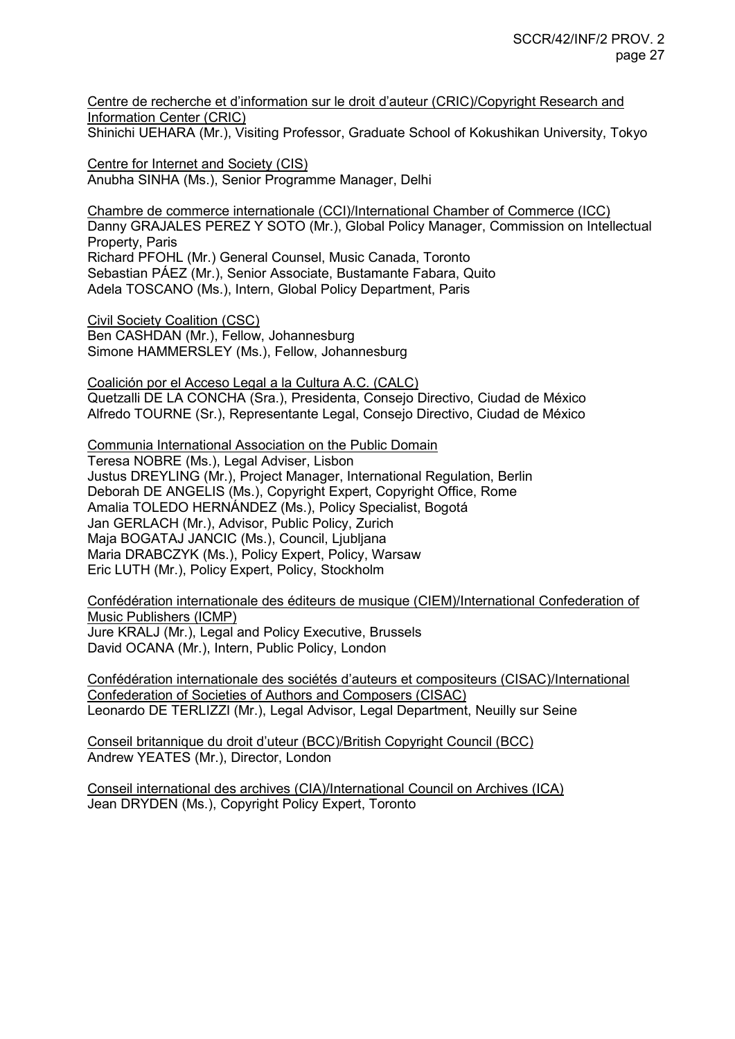Centre de recherche et d'information sur le droit d'auteur (CRIC)/Copyright Research and Information Center (CRIC)
Shinichi UEHARA (Mr.), Visiting Professor, Graduate School of Kokushikan University, Tokyo

Centre for Internet and Society (CIS)
Anubha SINHA (Ms.), Senior Programme Manager, Delhi

Chambre de commerce internationale (CCI)/International Chamber of Commerce (ICC)
Danny GRAJALES PEREZ Y SOTO (Mr.), Global Policy Manager, Commission on Intellectual Property, Paris
Richard PFOHL (Mr.) General Counsel, Music Canada, Toronto
Sebastian PÁEZ (Mr.), Senior Associate, Bustamante Fabara, Quito
Adela TOSCANO (Ms.), Intern, Global Policy Department, Paris

Civil Society Coalition (CSC)
Ben CASHDAN (Mr.), Fellow, Johannesburg
Simone HAMMERSLEY (Ms.), Fellow, Johannesburg

Coalición por el Acceso Legal a la Cultura A.C. (CALC)
Quetzalli DE LA CONCHA (Sra.), Presidenta, Consejo Directivo, Ciudad de México
Alfredo TOURNE (Sr.), Representante Legal, Consejo Directivo, Ciudad de México

Communia International Association on the Public Domain
Teresa NOBRE (Ms.), Legal Adviser, Lisbon
Justus DREYLING (Mr.), Project Manager, International Regulation, Berlin
Deborah DE ANGELIS (Ms.), Copyright Expert, Copyright Office, Rome
Amalia TOLEDO HERNÁNDEZ (Ms.), Policy Specialist, Bogotá
Jan GERLACH (Mr.), Advisor, Public Policy, Zurich
Maja BOGATAJ JANCIC (Ms.), Council, Ljubljana
Maria DRABCZYK (Ms.), Policy Expert, Policy, Warsaw
Eric LUTH (Mr.), Policy Expert, Policy, Stockholm

Confédération internationale des éditeurs de musique (CIEM)/International Confederation of Music Publishers (ICMP)
Jure KRALJ (Mr.), Legal and Policy Executive, Brussels
David OCANA (Mr.), Intern, Public Policy, London

Confédération internationale des sociétés d'auteurs et compositeurs (CISAC)/International Confederation of Societies of Authors and Composers (CISAC)
Leonardo DE TERLIZZI (Mr.), Legal Advisor, Legal Department, Neuilly sur Seine

Conseil britannique du droit d'uteur (BCC)/British Copyright Council (BCC)
Andrew YEATES (Mr.), Director, London

Conseil international des archives (CIA)/International Council on Archives (ICA)
Jean DRYDEN (Ms.), Copyright Policy Expert, Toronto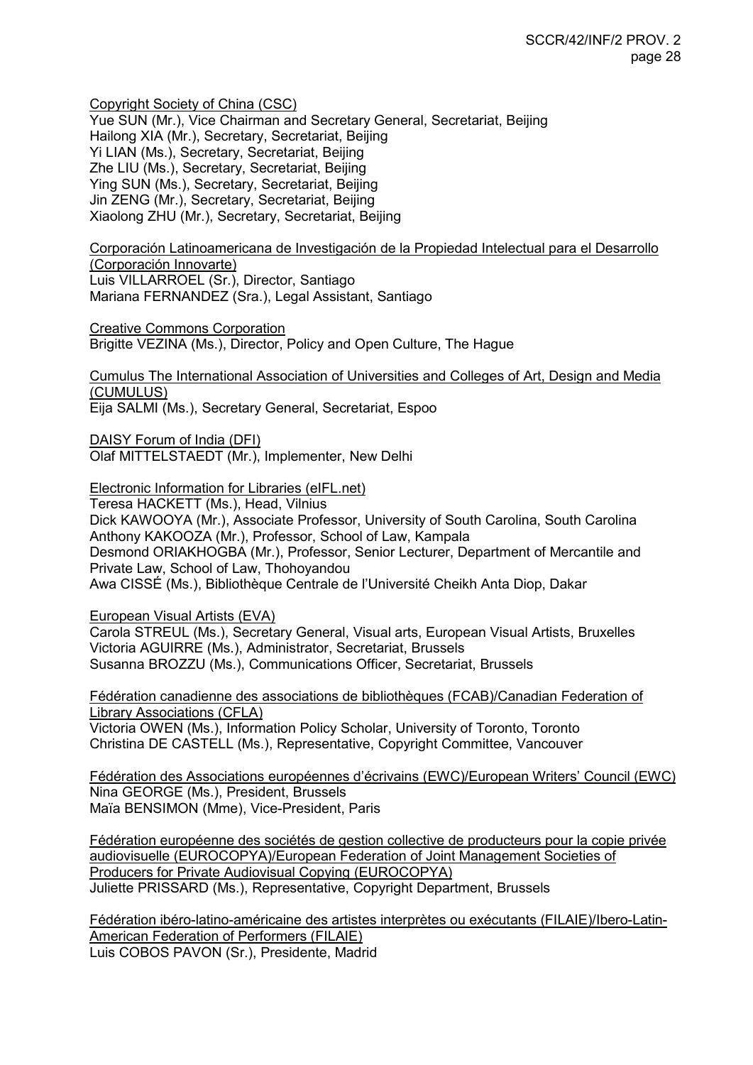Copyright Society of China (CSC)
Yue SUN (Mr.), Vice Chairman and Secretary General, Secretariat, Beijing
Hailong XIA (Mr.), Secretary, Secretariat, Beijing
Yi LIAN (Ms.), Secretary, Secretariat, Beijing
Zhe LIU (Ms.), Secretary, Secretariat, Beijing
Ying SUN (Ms.), Secretary, Secretariat, Beijing
Jin ZENG (Mr.), Secretary, Secretariat, Beijing
Xiaolong ZHU (Mr.), Secretary, Secretariat, Beijing

Corporación Latinoamericana de Investigación de la Propiedad Intelectual para el Desarrollo (Corporación Innovarte)
Luis VILLARROEL (Sr.), Director, Santiago
Mariana FERNANDEZ (Sra.), Legal Assistant, Santiago

Creative Commons Corporation
Brigitte VEZINA (Ms.), Director, Policy and Open Culture, The Hague

Cumulus The International Association of Universities and Colleges of Art, Design and Media (CUMULUS)
Eija SALMI (Ms.), Secretary General, Secretariat, Espoo

DAISY Forum of India (DFI)
Olaf MITTELSTAEDT (Mr.), Implementer, New Delhi

Electronic Information for Libraries (eIFL.net)
Teresa HACKETT (Ms.), Head, Vilnius
Dick KAWOOYA (Mr.), Associate Professor, University of South Carolina, South Carolina
Anthony KAKOOZA (Mr.), Professor, School of Law, Kampala
Desmond ORIAKHOGBA (Mr.), Professor, Senior Lecturer, Department of Mercantile and Private Law, School of Law, Thohoyandou
Awa CISSÉ (Ms.), Bibliothèque Centrale de l'Université Cheikh Anta Diop, Dakar

European Visual Artists (EVA)
Carola STREUL (Ms.), Secretary General, Visual arts, European Visual Artists, Bruxelles
Victoria AGUIRRE (Ms.), Administrator, Secretariat, Brussels
Susanna BROZZU (Ms.), Communications Officer, Secretariat, Brussels

Fédération canadienne des associations de bibliothèques (FCAB)/Canadian Federation of Library Associations (CFLA)
Victoria OWEN (Ms.), Information Policy Scholar, University of Toronto, Toronto
Christina DE CASTELL (Ms.), Representative, Copyright Committee, Vancouver

Fédération des Associations européennes d'écrivains (EWC)/European Writers' Council (EWC)
Nina GEORGE (Ms.), President, Brussels
Maïa BENSIMON (Mme), Vice-President, Paris

Fédération européenne des sociétés de gestion collective de producteurs pour la copie privée audiovisuelle (EUROCOPYA)/European Federation of Joint Management Societies of Producers for Private Audiovisual Copying (EUROCOPYA)
Juliette PRISSARD (Ms.), Representative, Copyright Department, Brussels

Fédération ibéro-latino-américaine des artistes interprètes ou exécutants (FILAIE)/Ibero-Latin-American Federation of Performers (FILAIE)
Luis COBOS PAVON (Sr.), Presidente, Madrid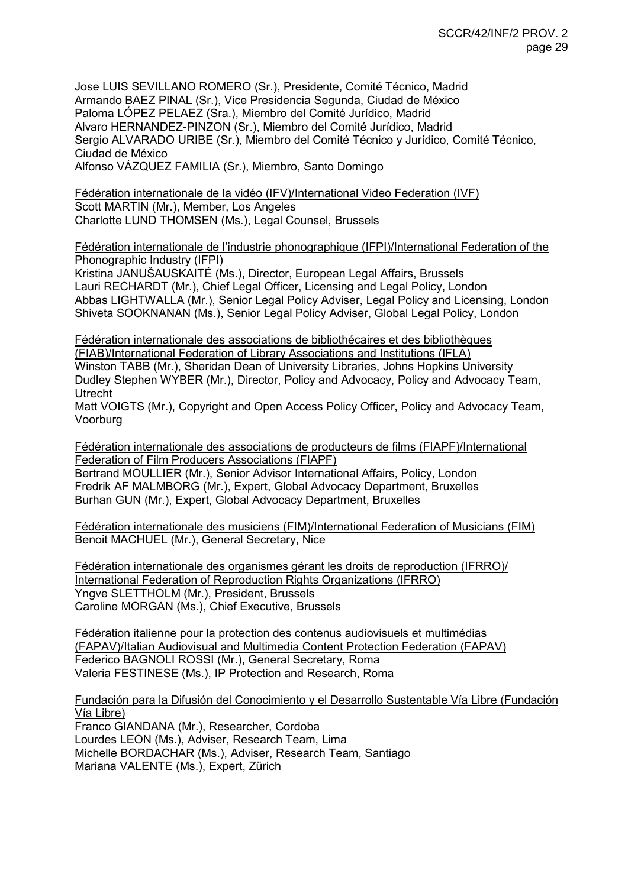Jose LUIS SEVILLANO ROMERO (Sr.), Presidente, Comité Técnico, Madrid
Armando BAEZ PINAL (Sr.), Vice Presidencia Segunda, Ciudad de México
Paloma LÓPEZ PELAEZ (Sra.), Miembro del Comité Jurídico, Madrid
Alvaro HERNANDEZ-PINZON (Sr.), Miembro del Comité Jurídico, Madrid
Sergio ALVARADO URIBE (Sr.), Miembro del Comité Técnico y Jurídico, Comité Técnico, Ciudad de México
Alfonso VÁZQUEZ FAMILIA (Sr.), Miembro, Santo Domingo

<u>Fédération internationale de la vidéo (IFV)/International Video Federation (IVF)</u>
Scott MARTIN (Mr.), Member, Los Angeles
Charlotte LUND THOMSEN (Ms.), Legal Counsel, Brussels

<u>Fédération internationale de l'industrie phonographique (IFPI)/International Federation of the Phonographic Industry (IFPI)</u>
Kristina JANUŠAUSKAITĖ (Ms.), Director, European Legal Affairs, Brussels
Lauri RECHARDT (Mr.), Chief Legal Officer, Licensing and Legal Policy, London
Abbas LIGHTWALLA (Mr.), Senior Legal Policy Adviser, Legal Policy and Licensing, London
Shiveta SOOKNANAN (Ms.), Senior Legal Policy Adviser, Global Legal Policy, London

<u>Fédération internationale des associations de bibliothécaires et des bibliothèques (FIAB)/International Federation of Library Associations and Institutions (IFLA)</u>
Winston TABB (Mr.), Sheridan Dean of University Libraries, Johns Hopkins University
Dudley Stephen WYBER (Mr.), Director, Policy and Advocacy, Policy and Advocacy Team, Utrecht
Matt VOIGTS (Mr.), Copyright and Open Access Policy Officer, Policy and Advocacy Team, Voorburg

<u>Fédération internationale des associations de producteurs de films (FIAPF)/International Federation of Film Producers Associations (FIAPF)</u>
Bertrand MOULLIER (Mr.), Senior Advisor International Affairs, Policy, London
Fredrik AF MALMBORG (Mr.), Expert, Global Advocacy Department, Bruxelles
Burhan GUN (Mr.), Expert, Global Advocacy Department, Bruxelles

<u>Fédération internationale des musiciens (FIM)/International Federation of Musicians (FIM)</u>
Benoit MACHUEL (Mr.), General Secretary, Nice

<u>Fédération internationale des organismes gérant les droits de reproduction (IFRRO)/ International Federation of Reproduction Rights Organizations (IFRRO)</u>
Yngve SLETTHOLM (Mr.), President, Brussels
Caroline MORGAN (Ms.), Chief Executive, Brussels

<u>Fédération italienne pour la protection des contenus audiovisuels et multimédias (FAPAV)/Italian Audiovisual and Multimedia Content Protection Federation (FAPAV)</u>
Federico BAGNOLI ROSSI (Mr.), General Secretary, Roma
Valeria FESTINESE (Ms.), IP Protection and Research, Roma

<u>Fundación para la Difusión del Conocimiento y el Desarrollo Sustentable Vía Libre (Fundación Vía Libre)</u>
Franco GIANDANA (Mr.), Researcher, Cordoba
Lourdes LEON (Ms.), Adviser, Research Team, Lima
Michelle BORDACHAR (Ms.), Adviser, Research Team, Santiago
Mariana VALENTE (Ms.), Expert, Zürich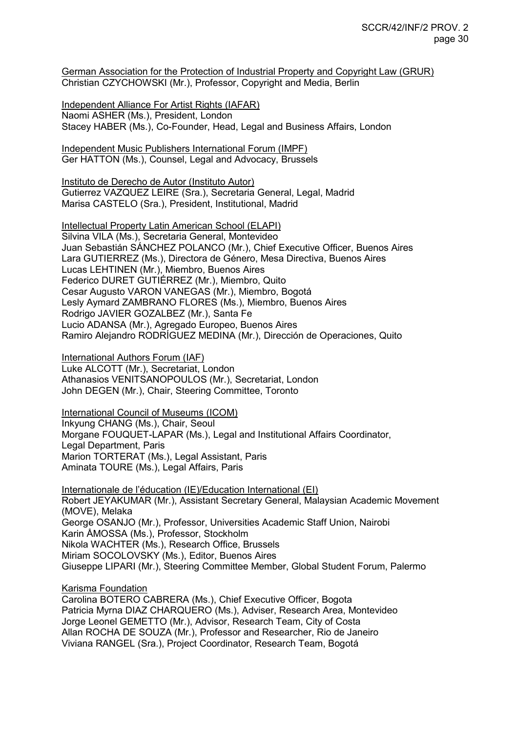German Association for the Protection of Industrial Property and Copyright Law (GRUR)
Christian CZYCHOWSKI (Mr.), Professor, Copyright and Media, Berlin

Independent Alliance For Artist Rights (IAFAR)
Naomi ASHER (Ms.), President, London
Stacey HABER (Ms.), Co-Founder, Head, Legal and Business Affairs, London

Independent Music Publishers International Forum (IMPF)
Ger HATTON (Ms.), Counsel, Legal and Advocacy, Brussels

Instituto de Derecho de Autor (Instituto Autor)
Gutierrez VAZQUEZ LEIRE (Sra.), Secretaria General, Legal, Madrid
Marisa CASTELO (Sra.), President, Institutional, Madrid

Intellectual Property Latin American School (ELAPI)
Silvina VILA (Ms.), Secretaria General, Montevideo
Juan Sebastián SÁNCHEZ POLANCO (Mr.), Chief Executive Officer, Buenos Aires
Lara GUTIERREZ (Ms.), Directora de Género, Mesa Directiva, Buenos Aires
Lucas LEHTINEN (Mr.), Miembro, Buenos Aires
Federico DURET GUTIÉRREZ (Mr.), Miembro, Quito
Cesar Augusto VARON VANEGAS (Mr.), Miembro, Bogotá
Lesly Aymard ZAMBRANO FLORES (Ms.), Miembro, Buenos Aires
Rodrigo JAVIER GOZALBEZ (Mr.), Santa Fe
Lucio ADANSA (Mr.), Agregado Europeo, Buenos Aires
Ramiro Alejandro RODRÍGUEZ MEDINA (Mr.), Dirección de Operaciones, Quito

International Authors Forum (IAF)
Luke ALCOTT (Mr.), Secretariat, London
Athanasios VENITSANOPOULOS (Mr.), Secretariat, London
John DEGEN (Mr.), Chair, Steering Committee, Toronto

International Council of Museums (ICOM)
Inkyung CHANG (Ms.), Chair, Seoul
Morgane FOUQUET-LAPAR (Ms.), Legal and Institutional Affairs Coordinator, Legal Department, Paris
Marion TORTERAT (Ms.), Legal Assistant, Paris
Aminata TOURE (Ms.), Legal Affairs, Paris

Internationale de l'éducation (IE)/Education International (EI)
Robert JEYAKUMAR (Mr.), Assistant Secretary General, Malaysian Academic Movement (MOVE), Melaka
George OSANJO (Mr.), Professor, Universities Academic Staff Union, Nairobi
Karin ÅMOSSA (Ms.), Professor, Stockholm
Nikola WACHTER (Ms.), Research Office, Brussels
Miriam SOCOLOVSKY (Ms.), Editor, Buenos Aires
Giuseppe LIPARI (Mr.), Steering Committee Member, Global Student Forum, Palermo

Karisma Foundation
Carolina BOTERO CABRERA (Ms.), Chief Executive Officer, Bogota
Patricia Myrna DIAZ CHARQUERO (Ms.), Adviser, Research Area, Montevideo
Jorge Leonel GEMETTO (Mr.), Advisor, Research Team, City of Costa
Allan ROCHA DE SOUZA (Mr.), Professor and Researcher, Rio de Janeiro
Viviana RANGEL (Sra.), Project Coordinator, Research Team, Bogotá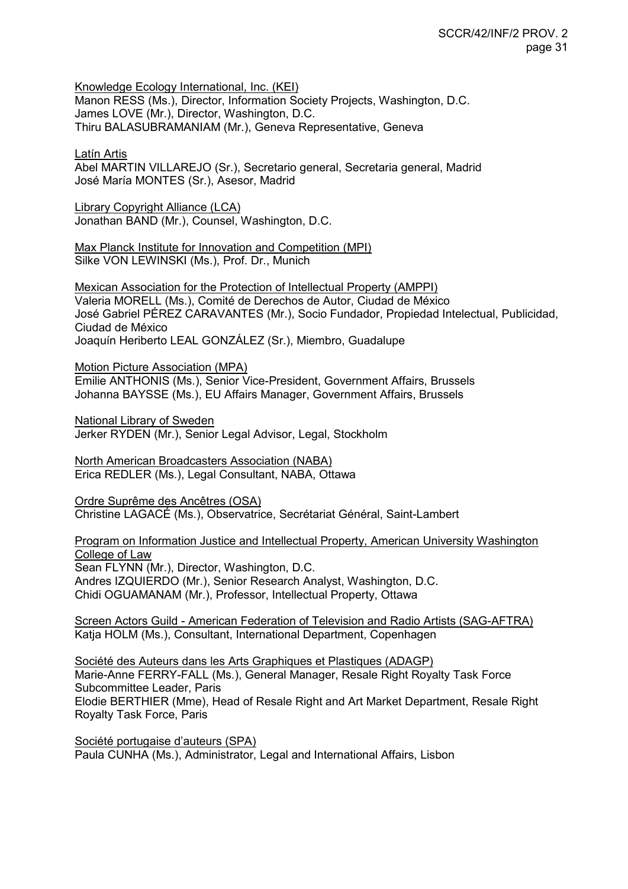Knowledge Ecology International, Inc. (KEI)
Manon RESS (Ms.), Director, Information Society Projects, Washington, D.C.
James LOVE (Mr.), Director, Washington, D.C.
Thiru BALASUBRAMANIAM (Mr.), Geneva Representative, Geneva

Latín Artis
Abel MARTIN VILLAREJO (Sr.), Secretario general, Secretaria general, Madrid
José María MONTES (Sr.), Asesor, Madrid

Library Copyright Alliance (LCA)
Jonathan BAND (Mr.), Counsel, Washington, D.C.

Max Planck Institute for Innovation and Competition (MPI)
Silke VON LEWINSKI (Ms.), Prof. Dr., Munich

Mexican Association for the Protection of Intellectual Property (AMPPI)
Valeria MORELL (Ms.), Comité de Derechos de Autor, Ciudad de México
José Gabriel PÉREZ CARAVANTES (Mr.), Socio Fundador, Propiedad Intelectual, Publicidad, Ciudad de México
Joaquín Heriberto LEAL GONZÁLEZ (Sr.), Miembro, Guadalupe

Motion Picture Association (MPA)
Emilie ANTHONIS (Ms.), Senior Vice-President, Government Affairs, Brussels
Johanna BAYSSE (Ms.), EU Affairs Manager, Government Affairs, Brussels

National Library of Sweden
Jerker RYDEN (Mr.), Senior Legal Advisor, Legal, Stockholm

North American Broadcasters Association (NABA)
Erica REDLER (Ms.), Legal Consultant, NABA, Ottawa

Ordre Suprême des Ancêtres (OSA)
Christine LAGACÉ (Ms.), Observatrice, Secrétariat Général, Saint-Lambert

Program on Information Justice and Intellectual Property, American University Washington College of Law
Sean FLYNN (Mr.), Director, Washington, D.C.
Andres IZQUIERDO (Mr.), Senior Research Analyst, Washington, D.C.
Chidi OGUAMANAM (Mr.), Professor, Intellectual Property, Ottawa

Screen Actors Guild - American Federation of Television and Radio Artists (SAG-AFTRA)
Katja HOLM (Ms.), Consultant, International Department, Copenhagen

Société des Auteurs dans les Arts Graphiques et Plastiques (ADAGP)
Marie-Anne FERRY-FALL (Ms.), General Manager, Resale Right Royalty Task Force Subcommittee Leader, Paris
Elodie BERTHIER (Mme), Head of Resale Right and Art Market Department, Resale Right Royalty Task Force, Paris

Société portugaise d'auteurs (SPA)
Paula CUNHA (Ms.), Administrator, Legal and International Affairs, Lisbon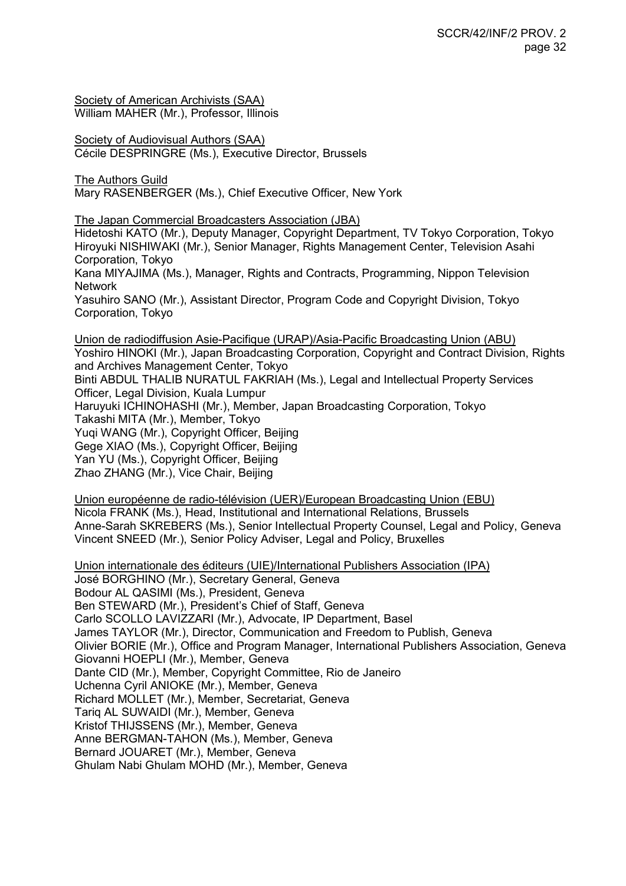Society of American Archivists (SAA)
William MAHER (Mr.), Professor, Illinois

Society of Audiovisual Authors (SAA)
Cécile DESPRINGRE (Ms.), Executive Director, Brussels

The Authors Guild
Mary RASENBERGER (Ms.), Chief Executive Officer, New York

The Japan Commercial Broadcasters Association (JBA)
Hidetoshi KATO (Mr.), Deputy Manager, Copyright Department, TV Tokyo Corporation, Tokyo
Hiroyuki NISHIWAKI (Mr.), Senior Manager, Rights Management Center, Television Asahi Corporation, Tokyo
Kana MIYAJIMA (Ms.), Manager, Rights and Contracts, Programming, Nippon Television Network
Yasuhiro SANO (Mr.), Assistant Director, Program Code and Copyright Division, Tokyo Corporation, Tokyo

Union de radiodiffusion Asie-Pacifique (URAP)/Asia-Pacific Broadcasting Union (ABU)
Yoshiro HINOKI (Mr.), Japan Broadcasting Corporation, Copyright and Contract Division, Rights and Archives Management Center, Tokyo
Binti ABDUL THALIB NURATUL FAKRIAH (Ms.), Legal and Intellectual Property Services Officer, Legal Division, Kuala Lumpur
Haruyuki ICHINOHASHI (Mr.), Member, Japan Broadcasting Corporation, Tokyo
Takashi MITA (Mr.), Member, Tokyo
Yuqi WANG (Mr.), Copyright Officer, Beijing
Gege XIAO (Ms.), Copyright Officer, Beijing
Yan YU (Ms.), Copyright Officer, Beijing
Zhao ZHANG (Mr.), Vice Chair, Beijing

Union européenne de radio-télévision (UER)/European Broadcasting Union (EBU)
Nicola FRANK (Ms.), Head, Institutional and International Relations, Brussels
Anne-Sarah SKREBERS (Ms.), Senior Intellectual Property Counsel, Legal and Policy, Geneva
Vincent SNEED (Mr.), Senior Policy Adviser, Legal and Policy, Bruxelles

Union internationale des éditeurs (UIE)/International Publishers Association (IPA)
José BORGHINO (Mr.), Secretary General, Geneva
Bodour AL QASIMI (Ms.), President, Geneva
Ben STEWARD (Mr.), President's Chief of Staff, Geneva
Carlo SCOLLO LAVIZZARI (Mr.), Advocate, IP Department, Basel
James TAYLOR (Mr.), Director, Communication and Freedom to Publish, Geneva
Olivier BORIE (Mr.), Office and Program Manager, International Publishers Association, Geneva
Giovanni HOEPLI (Mr.), Member, Geneva
Dante CID (Mr.), Member, Copyright Committee, Rio de Janeiro
Uchenna Cyril ANIOKE (Mr.), Member, Geneva
Richard MOLLET (Mr.), Member, Secretariat, Geneva
Tariq AL SUWAIDI (Mr.), Member, Geneva
Kristof THIJSSENS (Mr.), Member, Geneva
Anne BERGMAN-TAHON (Ms.), Member, Geneva
Bernard JOUARET (Mr.), Member, Geneva
Ghulam Nabi Ghulam MOHD (Mr.), Member, Geneva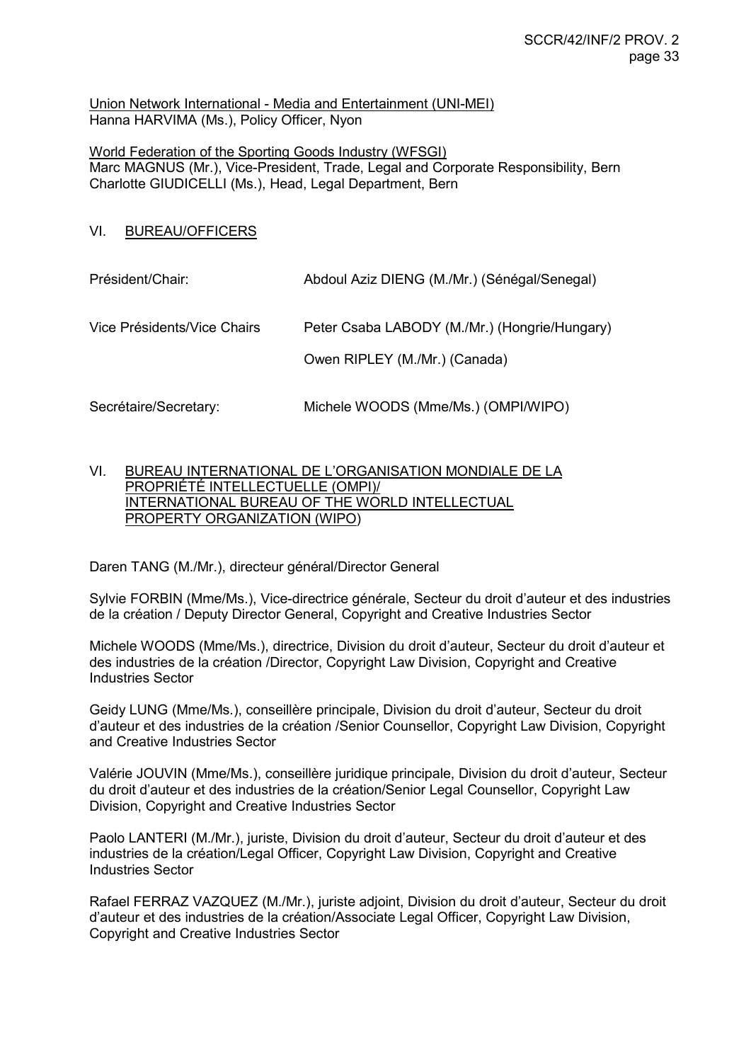<u>Union Network International - Media and Entertainment (UNI-MEI)</u>
Hanna HARVIMA (Ms.), Policy Officer, Nyon

<u>World Federation of the Sporting Goods Industry (WFSGI)</u>
Marc MAGNUS (Mr.), Vice-President, Trade, Legal and Corporate Responsibility, Bern
Charlotte GIUDICELLI (Ms.), Head, Legal Department, Bern

## VI. BUREAU/OFFICERS

| | |
|---|---|
| Président/Chair: | Abdoul Aziz DIENG (M./Mr.) (Sénégal/Senegal) |
| Vice Présidents/Vice Chairs | Peter Csaba LABODY (M./Mr.) (Hongrie/Hungary) |
| | Owen RIPLEY (M./Mr.) (Canada) |
| Secrétaire/Secretary: | Michele WOODS (Mme/Ms.) (OMPI/WIPO) |

## VI. BUREAU INTERNATIONAL DE L’ORGANISATION MONDIALE DE LA PROPRIÉTÉ INTELLECTUELLE (OMPI)/ INTERNATIONAL BUREAU OF THE WORLD INTELLECTUAL PROPERTY ORGANIZATION (WIPO)

Daren TANG (M./Mr.), directeur général/Director General

Sylvie FORBIN (Mme/Ms.), Vice-directrice générale, Secteur du droit d’auteur et des industries de la création / Deputy Director General, Copyright and Creative Industries Sector

Michele WOODS (Mme/Ms.), directrice, Division du droit d’auteur, Secteur du droit d’auteur et des industries de la création /Director, Copyright Law Division, Copyright and Creative Industries Sector

Geidy LUNG (Mme/Ms.), conseillère principale, Division du droit d’auteur, Secteur du droit d’auteur et des industries de la création /Senior Counsellor, Copyright Law Division, Copyright and Creative Industries Sector

Valérie JOUVIN (Mme/Ms.), conseillère juridique principale, Division du droit d’auteur, Secteur du droit d’auteur et des industries de la création/Senior Legal Counsellor, Copyright Law Division, Copyright and Creative Industries Sector

Paolo LANTERI (M./Mr.), juriste, Division du droit d’auteur, Secteur du droit d’auteur et des industries de la création/Legal Officer, Copyright Law Division, Copyright and Creative Industries Sector

Rafael FERRAZ VAZQUEZ (M./Mr.), juriste adjoint, Division du droit d’auteur, Secteur du droit d’auteur et des industries de la création/Associate Legal Officer, Copyright Law Division, Copyright and Creative Industries Sector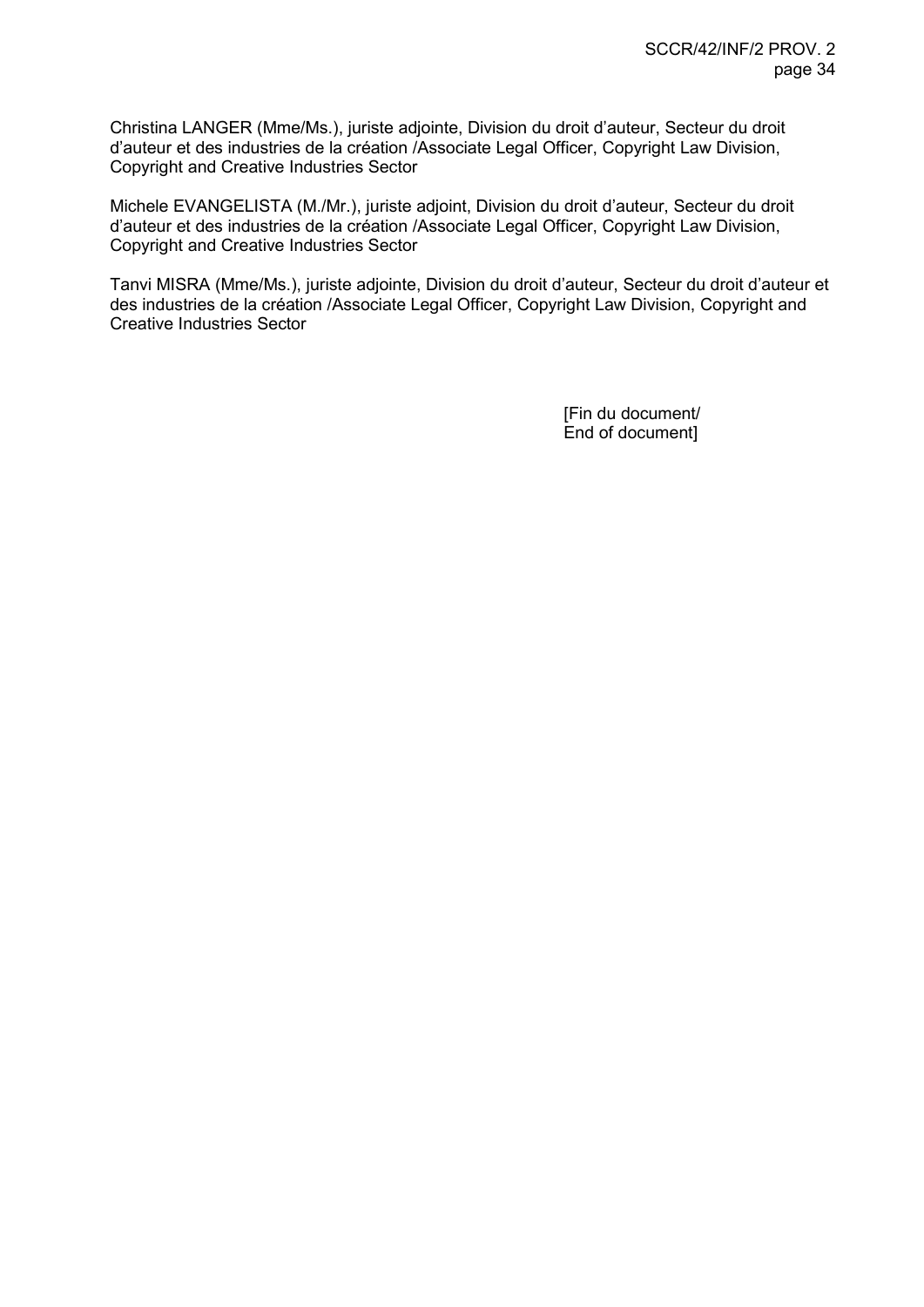Christina LANGER (Mme/Ms.), juriste adjointe, Division du droit d'auteur, Secteur du droit d'auteur et des industries de la création /Associate Legal Officer, Copyright Law Division, Copyright and Creative Industries Sector

Michele EVANGELISTA (M./Mr.), juriste adjoint, Division du droit d'auteur, Secteur du droit d'auteur et des industries de la création /Associate Legal Officer, Copyright Law Division, Copyright and Creative Industries Sector

Tanvi MISRA (Mme/Ms.), juriste adjointe, Division du droit d'auteur, Secteur du droit d'auteur et des industries de la création /Associate Legal Officer, Copyright Law Division, Copyright and Creative Industries Sector

[Fin du document/
End of document]